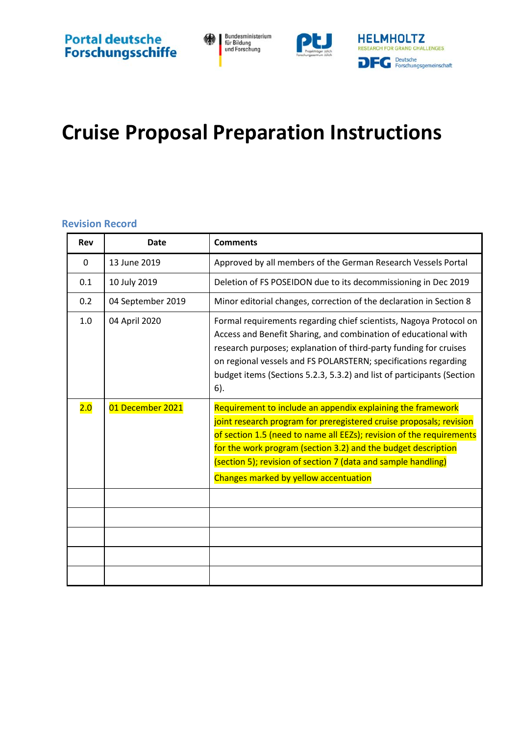Portal deutsche Forschungsschiffe

Bundesministerium für Bildung und Forschung

PtJ Projektträger Jülich Forschungszentrum Jülich

HELMHOLTZ RESEARCH FOR GRAND CHALLENGES

DFG Deutsche Forschungsgemeinschaft

# Cruise Proposal Preparation Instructions

## Revision Record

| Rev | Date | Comments |
|---|---|---|
| 0 | 13 June 2019 | Approved by all members of the German Research Vessels Portal |
| 0.1 | 10 July 2019 | Deletion of FS POSEIDON due to its decommissioning in Dec 2019 |
| 0.2 | 04 September 2019 | Minor editorial changes, correction of the declaration in Section 8 |
| 1.0 | 04 April 2020 | Formal requirements regarding chief scientists, Nagoya Protocol on Access and Benefit Sharing, and combination of educational with research purposes; explanation of third-party funding for cruises on regional vessels and FS POLARSTERN; specifications regarding budget items (Sections 5.2.3, 5.3.2) and list of participants (Section 6). |
| 2.0 | 01 December 2021 | Requirement to include an appendix explaining the framework joint research program for preregistered cruise proposals; revision of section 1.5 (need to name all EEZs); revision of the requirements for the work program (section 3.2) and the budget description (section 5); revision of section 7 (data and sample handling) Changes marked by yellow accentuation |
| | | |
| | | |
| | | |
| | | |
| | | |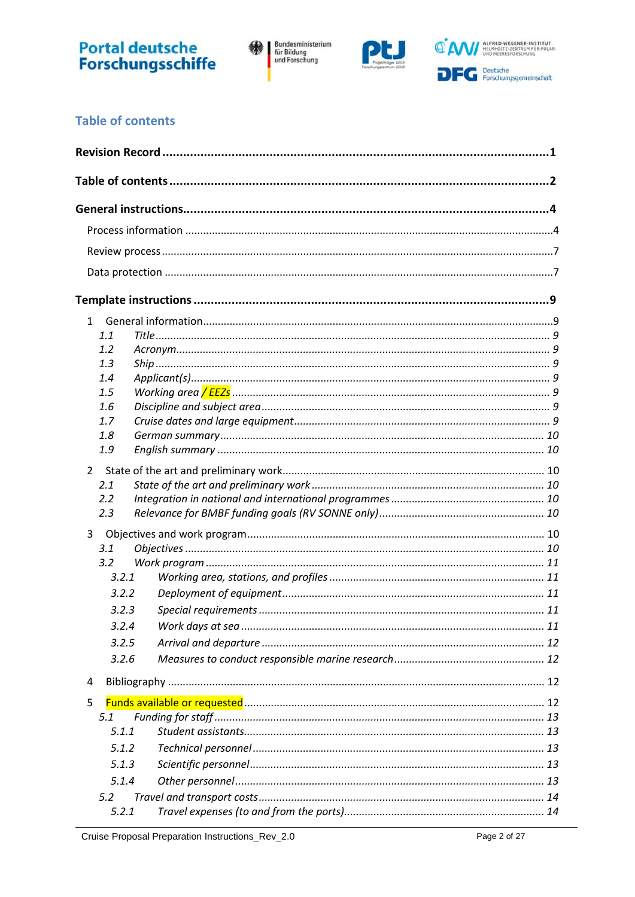## Table of contents

**Revision Record** .......... **1**

**Table of contents** .......... **2**

**General instructions** .......... **4**

- Process information .......... 4
- Review process .......... 7
- Data protection .......... 7

**Template instructions** .......... **9**

1 General information .......... 9
- *1.1 Title* .......... *9*
- *1.2 Acronym* .......... *9*
- *1.3 Ship* .......... *9*
- *1.4 Applicant(s)* .......... *9*
- *1.5 Working area / EEZs* .......... *9*
- *1.6 Discipline and subject area* .......... *9*
- *1.7 Cruise dates and large equipment* .......... *9*
- *1.8 German summary* .......... *10*
- *1.9 English summary* .......... *10*

2 State of the art and preliminary work .......... 10
- *2.1 State of the art and preliminary work* .......... *10*
- *2.2 Integration in national and international programmes* .......... *10*
- *2.3 Relevance for BMBF funding goals (RV SONNE only)* .......... *10*

3 Objectives and work program .......... 10
- *3.1 Objectives* .......... *10*
- *3.2 Work program* .......... *11*
  - *3.2.1 Working area, stations, and profiles* .......... *11*
  - *3.2.2 Deployment of equipment* .......... *11*
  - *3.2.3 Special requirements* .......... *11*
  - *3.2.4 Work days at sea* .......... *11*
  - *3.2.5 Arrival and departure* .......... *12*
  - *3.2.6 Measures to conduct responsible marine research* .......... *12*

4 Bibliography .......... 12

5 Funds available or requested .......... 12
- *5.1 Funding for staff* .......... *13*
  - *5.1.1 Student assistants* .......... *13*
  - *5.1.2 Technical personnel* .......... *13*
  - *5.1.3 Scientific personnel* .......... *13*
  - *5.1.4 Other personnel* .......... *13*
- *5.2 Travel and transport costs* .......... *14*
  - *5.2.1 Travel expenses (to and from the ports)* .......... *14*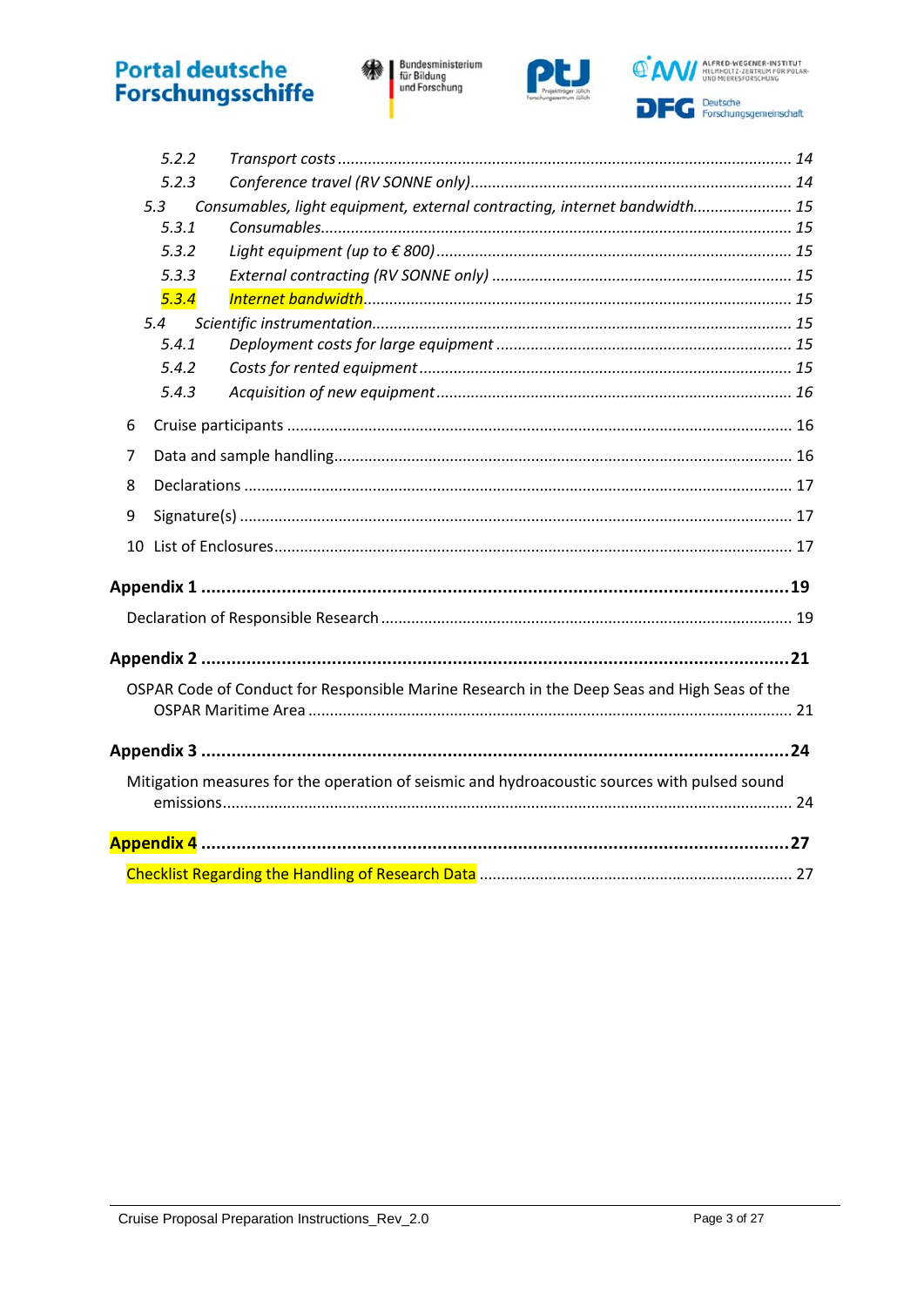*5.2.2 Transport costs ........................................................................................................ 14*

*5.2.3 Conference travel (RV SONNE only) ......................................................................... 14*

*5.3 Consumables, light equipment, external contracting, internet bandwidth ....................... 15*

*5.3.1 Consumables ............................................................................................................ 15*

*5.3.2 Light equipment (up to € 800) ................................................................................. 15*

*5.3.3 External contracting (RV SONNE only) .................................................................... 15*

*5.3.4 Internet bandwidth .................................................................................................. 15*

*5.4 Scientific instrumentation ................................................................................................ 15*

*5.4.1 Deployment costs for large equipment ................................................................... 15*

*5.4.2 Costs for rented equipment ..................................................................................... 15*

*5.4.3 Acquisition of new equipment ................................................................................. 16*

6 Cruise participants ................................................................................................................. 16

7 Data and sample handling ....................................................................................................... 16

8 Declarations ........................................................................................................................... 17

9 Signature(s) ............................................................................................................................ 17

10 List of Enclosures ................................................................................................................. 17

**Appendix 1 .................................................................................................................. 19**

Declaration of Responsible Research ......................................................................................... 19

**Appendix 2 .................................................................................................................. 21**

OSPAR Code of Conduct for Responsible Marine Research in the Deep Seas and High Seas of the OSPAR Maritime Area .............................................................................................................. 21

**Appendix 3 .................................................................................................................. 24**

Mitigation measures for the operation of seismic and hydroacoustic sources with pulsed sound emissions ................................................................................................................................. 24

**Appendix 4 .................................................................................................................. 27**

Checklist Regarding the Handling of Research Data ..................................................................... 27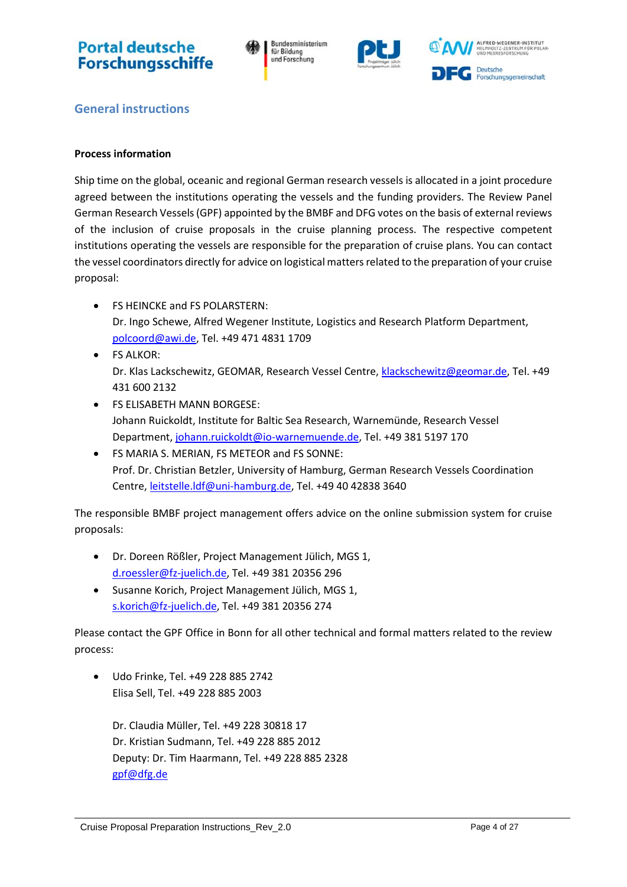## General instructions

**Process information**

Ship time on the global, oceanic and regional German research vessels is allocated in a joint procedure agreed between the institutions operating the vessels and the funding providers. The Review Panel German Research Vessels (GPF) appointed by the BMBF and DFG votes on the basis of external reviews of the inclusion of cruise proposals in the cruise planning process. The respective competent institutions operating the vessels are responsible for the preparation of cruise plans. You can contact the vessel coordinators directly for advice on logistical matters related to the preparation of your cruise proposal:

- FS HEINCKE and FS POLARSTERN:
  Dr. Ingo Schewe, Alfred Wegener Institute, Logistics and Research Platform Department, polcoord@awi.de, Tel. +49 471 4831 1709
- FS ALKOR:
  Dr. Klas Lackschewitz, GEOMAR, Research Vessel Centre, klackschewitz@geomar.de, Tel. +49 431 600 2132
- FS ELISABETH MANN BORGESE:
  Johann Ruickoldt, Institute for Baltic Sea Research, Warnemünde, Research Vessel Department, johann.ruickoldt@io-warnemuende.de, Tel. +49 381 5197 170
- FS MARIA S. MERIAN, FS METEOR and FS SONNE:
  Prof. Dr. Christian Betzler, University of Hamburg, German Research Vessels Coordination Centre, leitstelle.ldf@uni-hamburg.de, Tel. +49 40 42838 3640

The responsible BMBF project management offers advice on the online submission system for cruise proposals:

- Dr. Doreen Rößler, Project Management Jülich, MGS 1, d.roessler@fz-juelich.de, Tel. +49 381 20356 296
- Susanne Korich, Project Management Jülich, MGS 1, s.korich@fz-juelich.de, Tel. +49 381 20356 274

Please contact the GPF Office in Bonn for all other technical and formal matters related to the review process:

- Udo Frinke, Tel. +49 228 885 2742
  Elisa Sell, Tel. +49 228 885 2003

  Dr. Claudia Müller, Tel. +49 228 30818 17
  Dr. Kristian Sudmann, Tel. +49 228 885 2012
  Deputy: Dr. Tim Haarmann, Tel. +49 228 885 2328
  gpf@dfg.de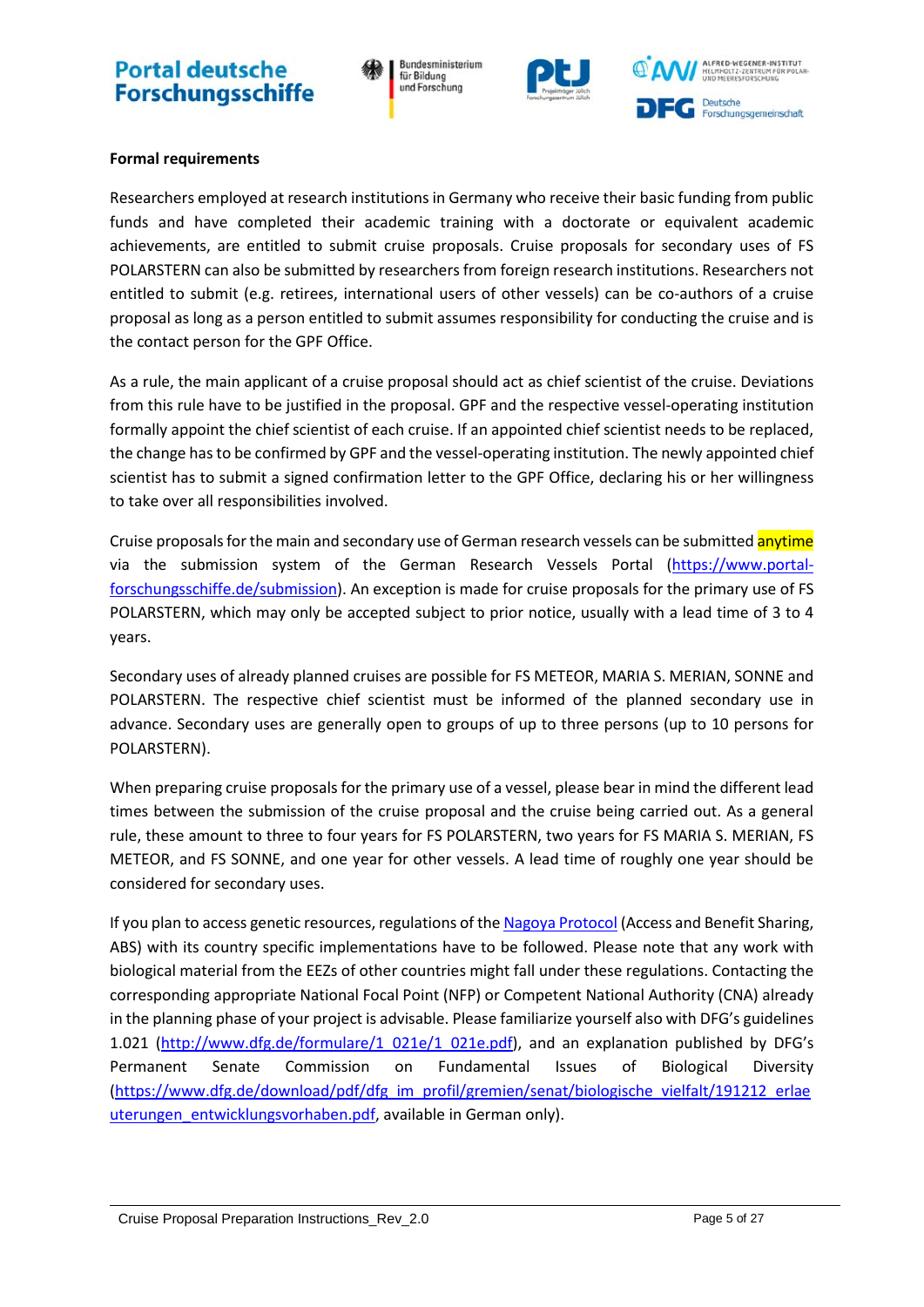**Formal requirements**

Researchers employed at research institutions in Germany who receive their basic funding from public funds and have completed their academic training with a doctorate or equivalent academic achievements, are entitled to submit cruise proposals. Cruise proposals for secondary uses of FS POLARSTERN can also be submitted by researchers from foreign research institutions. Researchers not entitled to submit (e.g. retirees, international users of other vessels) can be co-authors of a cruise proposal as long as a person entitled to submit assumes responsibility for conducting the cruise and is the contact person for the GPF Office.

As a rule, the main applicant of a cruise proposal should act as chief scientist of the cruise. Deviations from this rule have to be justified in the proposal. GPF and the respective vessel-operating institution formally appoint the chief scientist of each cruise. If an appointed chief scientist needs to be replaced, the change has to be confirmed by GPF and the vessel-operating institution. The newly appointed chief scientist has to submit a signed confirmation letter to the GPF Office, declaring his or her willingness to take over all responsibilities involved.

Cruise proposals for the main and secondary use of German research vessels can be submitted anytime via the submission system of the German Research Vessels Portal (https://www.portal-forschungsschiffe.de/submission). An exception is made for cruise proposals for the primary use of FS POLARSTERN, which may only be accepted subject to prior notice, usually with a lead time of 3 to 4 years.

Secondary uses of already planned cruises are possible for FS METEOR, MARIA S. MERIAN, SONNE and POLARSTERN. The respective chief scientist must be informed of the planned secondary use in advance. Secondary uses are generally open to groups of up to three persons (up to 10 persons for POLARSTERN).

When preparing cruise proposals for the primary use of a vessel, please bear in mind the different lead times between the submission of the cruise proposal and the cruise being carried out. As a general rule, these amount to three to four years for FS POLARSTERN, two years for FS MARIA S. MERIAN, FS METEOR, and FS SONNE, and one year for other vessels. A lead time of roughly one year should be considered for secondary uses.

If you plan to access genetic resources, regulations of the Nagoya Protocol (Access and Benefit Sharing, ABS) with its country specific implementations have to be followed. Please note that any work with biological material from the EEZs of other countries might fall under these regulations. Contacting the corresponding appropriate National Focal Point (NFP) or Competent National Authority (CNA) already in the planning phase of your project is advisable. Please familiarize yourself also with DFG's guidelines 1.021 (http://www.dfg.de/formulare/1_021e/1_021e.pdf), and an explanation published by DFG's Permanent Senate Commission on Fundamental Issues of Biological Diversity (https://www.dfg.de/download/pdf/dfg_im_profil/gremien/senat/biologische_vielfalt/191212_erlaeuterungen_entwicklungsvorhaben.pdf, available in German only).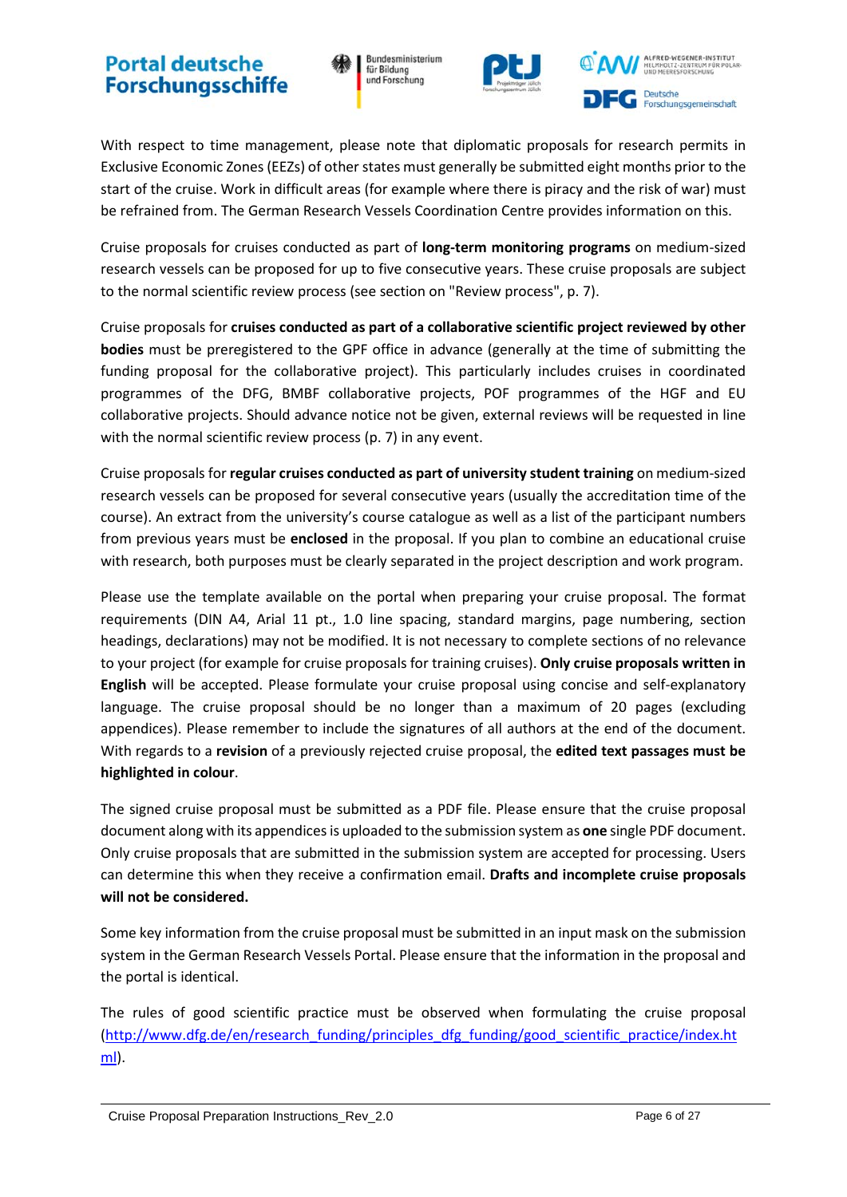With respect to time management, please note that diplomatic proposals for research permits in Exclusive Economic Zones (EEZs) of other states must generally be submitted eight months prior to the start of the cruise. Work in difficult areas (for example where there is piracy and the risk of war) must be refrained from. The German Research Vessels Coordination Centre provides information on this.

Cruise proposals for cruises conducted as part of **long-term monitoring programs** on medium-sized research vessels can be proposed for up to five consecutive years. These cruise proposals are subject to the normal scientific review process (see section on "Review process", p. 7).

Cruise proposals for **cruises conducted as part of a collaborative scientific project reviewed by other bodies** must be preregistered to the GPF office in advance (generally at the time of submitting the funding proposal for the collaborative project). This particularly includes cruises in coordinated programmes of the DFG, BMBF collaborative projects, POF programmes of the HGF and EU collaborative projects. Should advance notice not be given, external reviews will be requested in line with the normal scientific review process (p. 7) in any event.

Cruise proposals for **regular cruises conducted as part of university student training** on medium-sized research vessels can be proposed for several consecutive years (usually the accreditation time of the course). An extract from the university's course catalogue as well as a list of the participant numbers from previous years must be **enclosed** in the proposal. If you plan to combine an educational cruise with research, both purposes must be clearly separated in the project description and work program.

Please use the template available on the portal when preparing your cruise proposal. The format requirements (DIN A4, Arial 11 pt., 1.0 line spacing, standard margins, page numbering, section headings, declarations) may not be modified. It is not necessary to complete sections of no relevance to your project (for example for cruise proposals for training cruises). **Only cruise proposals written in English** will be accepted. Please formulate your cruise proposal using concise and self-explanatory language. The cruise proposal should be no longer than a maximum of 20 pages (excluding appendices). Please remember to include the signatures of all authors at the end of the document. With regards to a **revision** of a previously rejected cruise proposal, the **edited text passages must be highlighted in colour**.

The signed cruise proposal must be submitted as a PDF file. Please ensure that the cruise proposal document along with its appendices is uploaded to the submission system as **one** single PDF document. Only cruise proposals that are submitted in the submission system are accepted for processing. Users can determine this when they receive a confirmation email. **Drafts and incomplete cruise proposals will not be considered.**

Some key information from the cruise proposal must be submitted in an input mask on the submission system in the German Research Vessels Portal. Please ensure that the information in the proposal and the portal is identical.

The rules of good scientific practice must be observed when formulating the cruise proposal (http://www.dfg.de/en/research_funding/principles_dfg_funding/good_scientific_practice/index.html).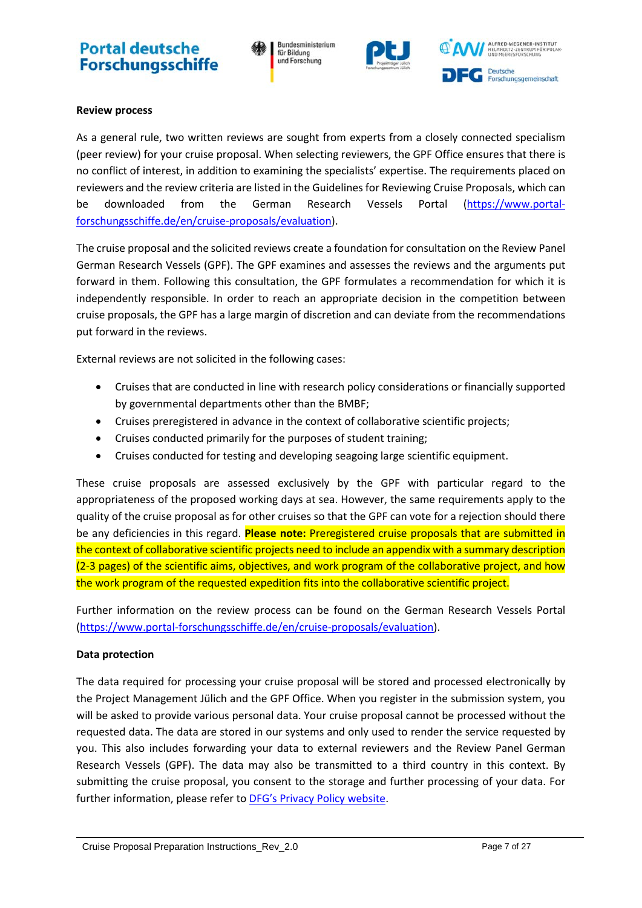**Review process**

As a general rule, two written reviews are sought from experts from a closely connected specialism (peer review) for your cruise proposal. When selecting reviewers, the GPF Office ensures that there is no conflict of interest, in addition to examining the specialists' expertise. The requirements placed on reviewers and the review criteria are listed in the Guidelines for Reviewing Cruise Proposals, which can be downloaded from the German Research Vessels Portal (https://www.portal-forschungsschiffe.de/en/cruise-proposals/evaluation).

The cruise proposal and the solicited reviews create a foundation for consultation on the Review Panel German Research Vessels (GPF). The GPF examines and assesses the reviews and the arguments put forward in them. Following this consultation, the GPF formulates a recommendation for which it is independently responsible. In order to reach an appropriate decision in the competition between cruise proposals, the GPF has a large margin of discretion and can deviate from the recommendations put forward in the reviews.

External reviews are not solicited in the following cases:

- Cruises that are conducted in line with research policy considerations or financially supported by governmental departments other than the BMBF;
- Cruises preregistered in advance in the context of collaborative scientific projects;
- Cruises conducted primarily for the purposes of student training;
- Cruises conducted for testing and developing seagoing large scientific equipment.

These cruise proposals are assessed exclusively by the GPF with particular regard to the appropriateness of the proposed working days at sea. However, the same requirements apply to the quality of the cruise proposal as for other cruises so that the GPF can vote for a rejection should there be any deficiencies in this regard. **Please note:** Preregistered cruise proposals that are submitted in the context of collaborative scientific projects need to include an appendix with a summary description (2-3 pages) of the scientific aims, objectives, and work program of the collaborative project, and how the work program of the requested expedition fits into the collaborative scientific project.

Further information on the review process can be found on the German Research Vessels Portal (https://www.portal-forschungsschiffe.de/en/cruise-proposals/evaluation).

**Data protection**

The data required for processing your cruise proposal will be stored and processed electronically by the Project Management Jülich and the GPF Office. When you register in the submission system, you will be asked to provide various personal data. Your cruise proposal cannot be processed without the requested data. The data are stored in our systems and only used to render the service requested by you. This also includes forwarding your data to external reviewers and the Review Panel German Research Vessels (GPF). The data may also be transmitted to a third country in this context. By submitting the cruise proposal, you consent to the storage and further processing of your data. For further information, please refer to DFG's Privacy Policy website.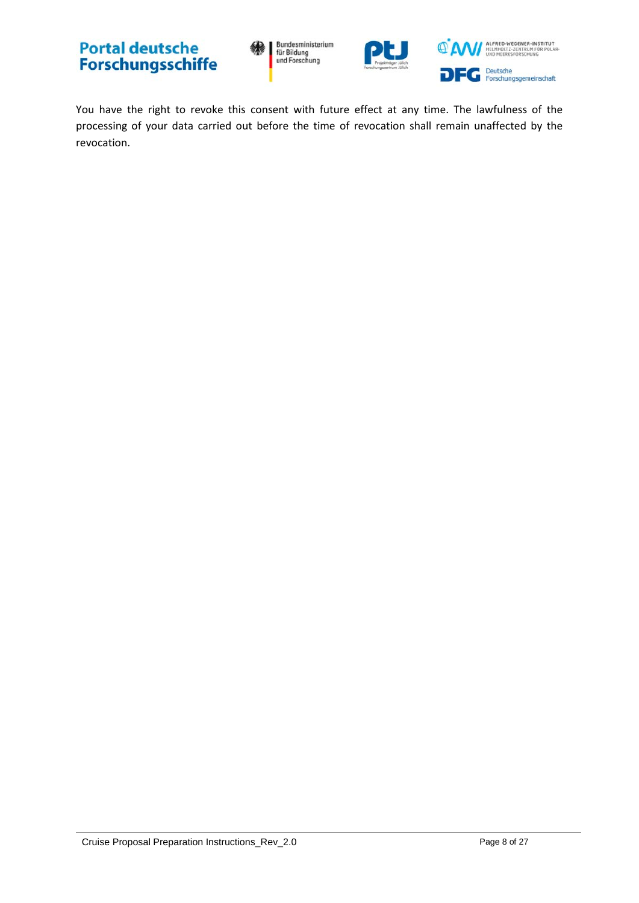You have the right to revoke this consent with future effect at any time. The lawfulness of the processing of your data carried out before the time of revocation shall remain unaffected by the revocation.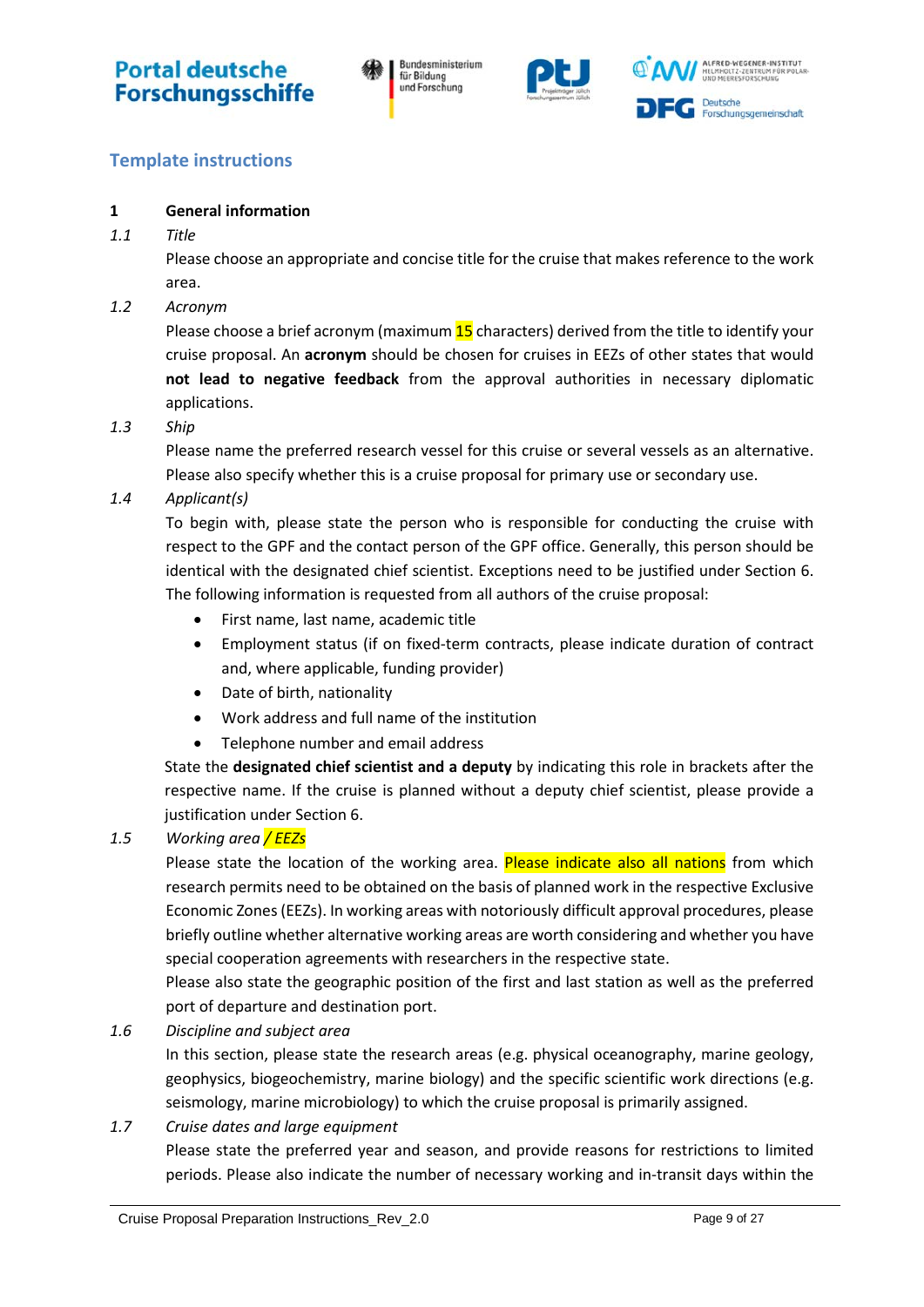## Template instructions

### 1 General information

*1.1 Title*

Please choose an appropriate and concise title for the cruise that makes reference to the work area.

*1.2 Acronym*

Please choose a brief acronym (maximum 15 characters) derived from the title to identify your cruise proposal. An **acronym** should be chosen for cruises in EEZs of other states that would **not lead to negative feedback** from the approval authorities in necessary diplomatic applications.

*1.3 Ship*

Please name the preferred research vessel for this cruise or several vessels as an alternative. Please also specify whether this is a cruise proposal for primary use or secondary use.

*1.4 Applicant(s)*

To begin with, please state the person who is responsible for conducting the cruise with respect to the GPF and the contact person of the GPF office. Generally, this person should be identical with the designated chief scientist. Exceptions need to be justified under Section 6. The following information is requested from all authors of the cruise proposal:

- First name, last name, academic title
- Employment status (if on fixed-term contracts, please indicate duration of contract and, where applicable, funding provider)
- Date of birth, nationality
- Work address and full name of the institution
- Telephone number and email address

State the **designated chief scientist and a deputy** by indicating this role in brackets after the respective name. If the cruise is planned without a deputy chief scientist, please provide a justification under Section 6.

*1.5 Working area / EEZs*

Please state the location of the working area. Please indicate also all nations from which research permits need to be obtained on the basis of planned work in the respective Exclusive Economic Zones (EEZs). In working areas with notoriously difficult approval procedures, please briefly outline whether alternative working areas are worth considering and whether you have special cooperation agreements with researchers in the respective state.

Please also state the geographic position of the first and last station as well as the preferred port of departure and destination port.

*1.6 Discipline and subject area*

In this section, please state the research areas (e.g. physical oceanography, marine geology, geophysics, biogeochemistry, marine biology) and the specific scientific work directions (e.g. seismology, marine microbiology) to which the cruise proposal is primarily assigned.

*1.7 Cruise dates and large equipment*

Please state the preferred year and season, and provide reasons for restrictions to limited periods. Please also indicate the number of necessary working and in-transit days within the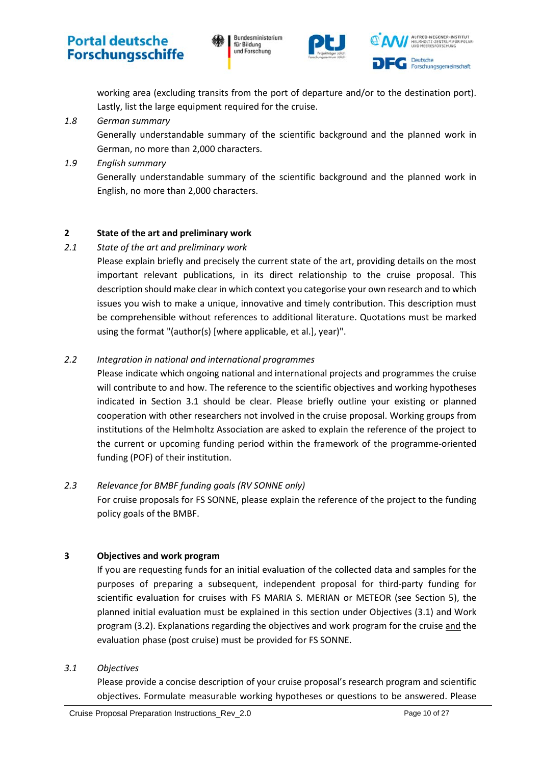working area (excluding transits from the port of departure and/or to the destination port). Lastly, list the large equipment required for the cruise.

*1.8 German summary*

Generally understandable summary of the scientific background and the planned work in German, no more than 2,000 characters.

*1.9 English summary*

Generally understandable summary of the scientific background and the planned work in English, no more than 2,000 characters.

## 2 State of the art and preliminary work

*2.1 State of the art and preliminary work*

Please explain briefly and precisely the current state of the art, providing details on the most important relevant publications, in its direct relationship to the cruise proposal. This description should make clear in which context you categorise your own research and to which issues you wish to make a unique, innovative and timely contribution. This description must be comprehensible without references to additional literature. Quotations must be marked using the format "(author(s) [where applicable, et al.], year)".

*2.2 Integration in national and international programmes*

Please indicate which ongoing national and international projects and programmes the cruise will contribute to and how. The reference to the scientific objectives and working hypotheses indicated in Section 3.1 should be clear. Please briefly outline your existing or planned cooperation with other researchers not involved in the cruise proposal. Working groups from institutions of the Helmholtz Association are asked to explain the reference of the project to the current or upcoming funding period within the framework of the programme-oriented funding (POF) of their institution.

*2.3 Relevance for BMBF funding goals (RV SONNE only)*

For cruise proposals for FS SONNE, please explain the reference of the project to the funding policy goals of the BMBF.

## 3 Objectives and work program

If you are requesting funds for an initial evaluation of the collected data and samples for the purposes of preparing a subsequent, independent proposal for third-party funding for scientific evaluation for cruises with FS MARIA S. MERIAN or METEOR (see Section 5), the planned initial evaluation must be explained in this section under Objectives (3.1) and Work program (3.2). Explanations regarding the objectives and work program for the cruise <u>and</u> the evaluation phase (post cruise) must be provided for FS SONNE.

*3.1 Objectives*

Please provide a concise description of your cruise proposal's research program and scientific objectives. Formulate measurable working hypotheses or questions to be answered. Please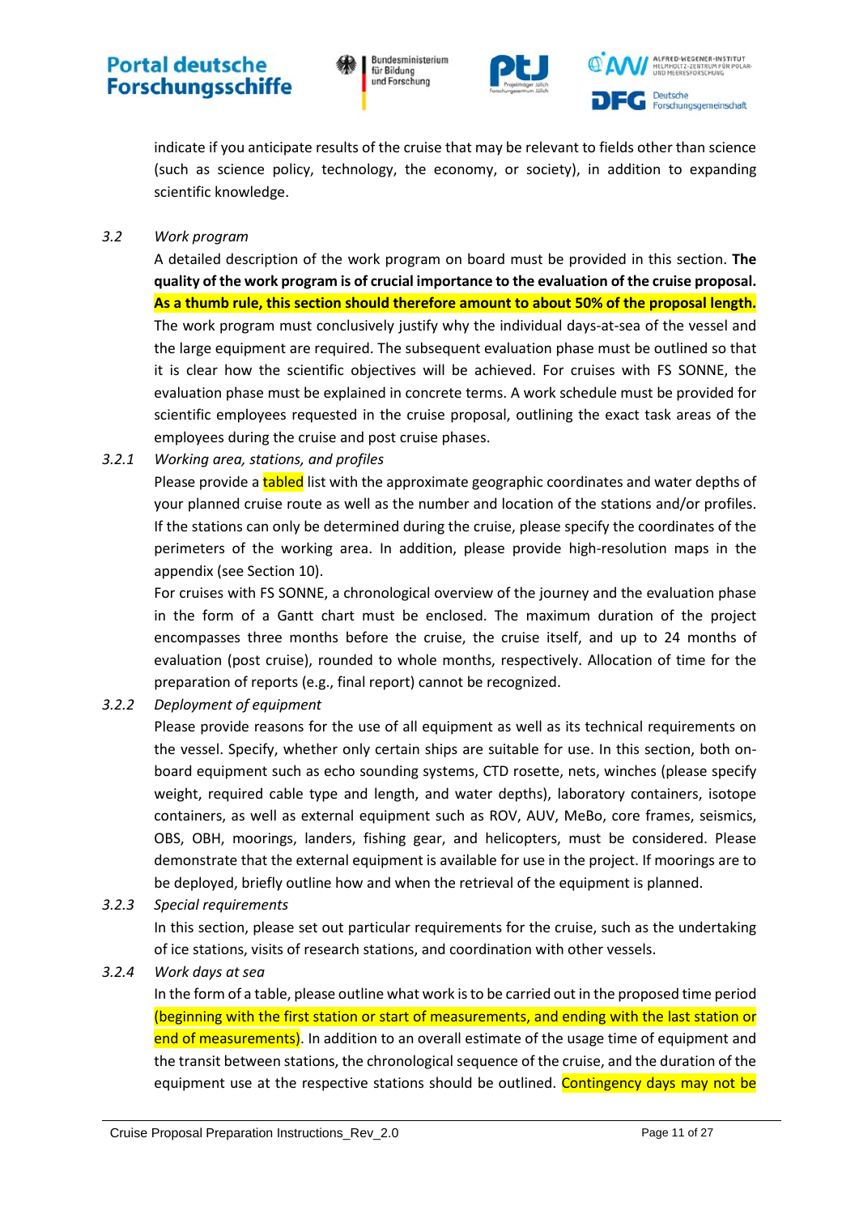indicate if you anticipate results of the cruise that may be relevant to fields other than science (such as science policy, technology, the economy, or society), in addition to expanding scientific knowledge.

### 3.2 *Work program*

A detailed description of the work program on board must be provided in this section. **The quality of the work program is of crucial importance to the evaluation of the cruise proposal. As a thumb rule, this section should therefore amount to about 50% of the proposal length.** The work program must conclusively justify why the individual days-at-sea of the vessel and the large equipment are required. The subsequent evaluation phase must be outlined so that it is clear how the scientific objectives will be achieved. For cruises with FS SONNE, the evaluation phase must be explained in concrete terms. A work schedule must be provided for scientific employees requested in the cruise proposal, outlining the exact task areas of the employees during the cruise and post cruise phases.

#### 3.2.1 *Working area, stations, and profiles*

Please provide a tabled list with the approximate geographic coordinates and water depths of your planned cruise route as well as the number and location of the stations and/or profiles. If the stations can only be determined during the cruise, please specify the coordinates of the perimeters of the working area. In addition, please provide high-resolution maps in the appendix (see Section 10).

For cruises with FS SONNE, a chronological overview of the journey and the evaluation phase in the form of a Gantt chart must be enclosed. The maximum duration of the project encompasses three months before the cruise, the cruise itself, and up to 24 months of evaluation (post cruise), rounded to whole months, respectively. Allocation of time for the preparation of reports (e.g., final report) cannot be recognized.

#### 3.2.2 *Deployment of equipment*

Please provide reasons for the use of all equipment as well as its technical requirements on the vessel. Specify, whether only certain ships are suitable for use. In this section, both on-board equipment such as echo sounding systems, CTD rosette, nets, winches (please specify weight, required cable type and length, and water depths), laboratory containers, isotope containers, as well as external equipment such as ROV, AUV, MeBo, core frames, seismics, OBS, OBH, moorings, landers, fishing gear, and helicopters, must be considered. Please demonstrate that the external equipment is available for use in the project. If moorings are to be deployed, briefly outline how and when the retrieval of the equipment is planned.

#### 3.2.3 *Special requirements*

In this section, please set out particular requirements for the cruise, such as the undertaking of ice stations, visits of research stations, and coordination with other vessels.

#### 3.2.4 *Work days at sea*

In the form of a table, please outline what work is to be carried out in the proposed time period (beginning with the first station or start of measurements, and ending with the last station or end of measurements). In addition to an overall estimate of the usage time of equipment and the transit between stations, the chronological sequence of the cruise, and the duration of the equipment use at the respective stations should be outlined. Contingency days may not be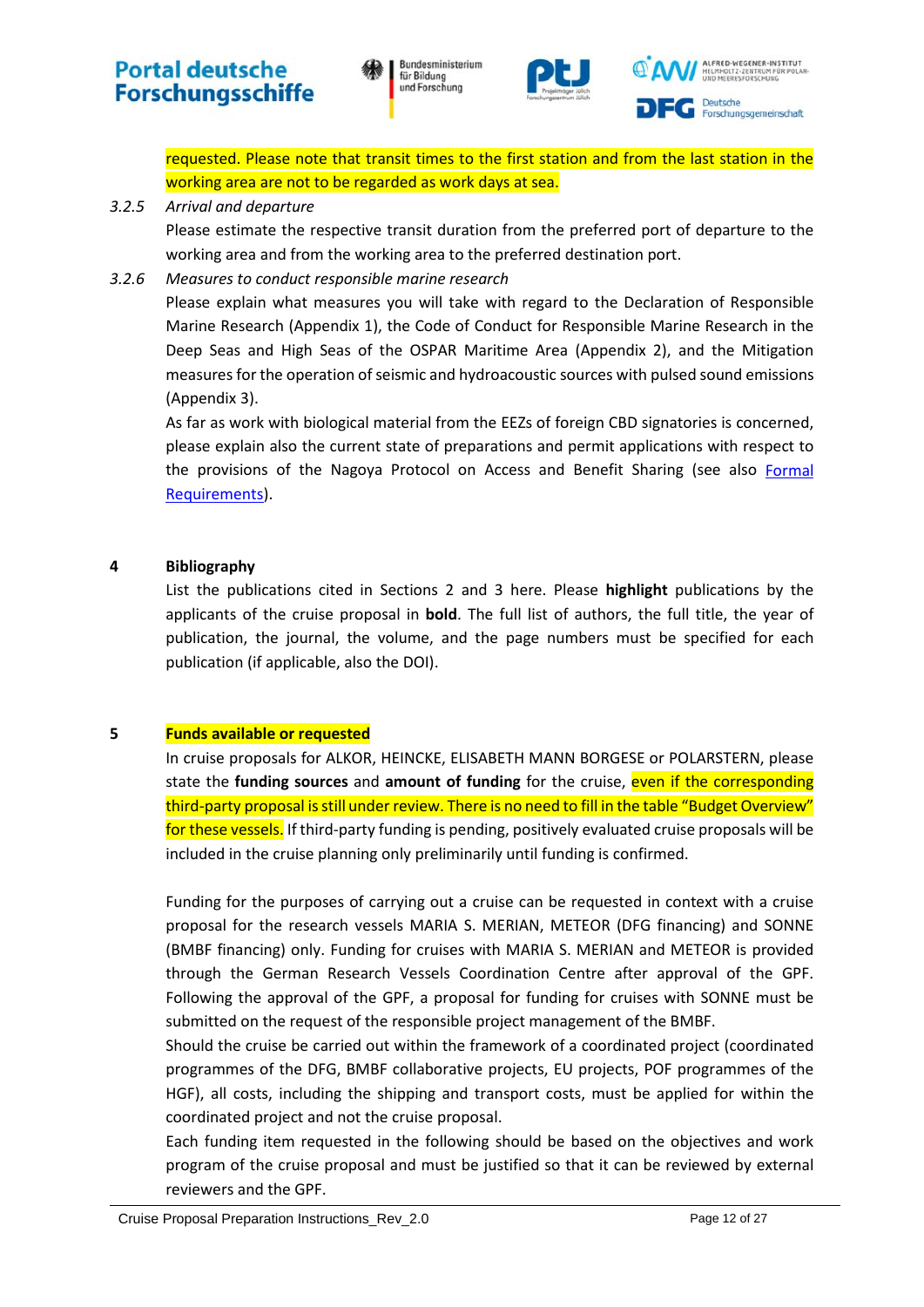requested. Please note that transit times to the first station and from the last station in the working area are not to be regarded as work days at sea.

*3.2.5 Arrival and departure*

Please estimate the respective transit duration from the preferred port of departure to the working area and from the working area to the preferred destination port.

*3.2.6 Measures to conduct responsible marine research*

Please explain what measures you will take with regard to the Declaration of Responsible Marine Research (Appendix 1), the Code of Conduct for Responsible Marine Research in the Deep Seas and High Seas of the OSPAR Maritime Area (Appendix 2), and the Mitigation measures for the operation of seismic and hydroacoustic sources with pulsed sound emissions (Appendix 3).

As far as work with biological material from the EEZs of foreign CBD signatories is concerned, please explain also the current state of preparations and permit applications with respect to the provisions of the Nagoya Protocol on Access and Benefit Sharing (see also Formal Requirements).

## 4 Bibliography

List the publications cited in Sections 2 and 3 here. Please **highlight** publications by the applicants of the cruise proposal in **bold**. The full list of authors, the full title, the year of publication, the journal, the volume, and the page numbers must be specified for each publication (if applicable, also the DOI).

## 5 Funds available or requested

In cruise proposals for ALKOR, HEINCKE, ELISABETH MANN BORGESE or POLARSTERN, please state the **funding sources** and **amount of funding** for the cruise, even if the corresponding third-party proposal is still under review. There is no need to fill in the table "Budget Overview" for these vessels. If third-party funding is pending, positively evaluated cruise proposals will be included in the cruise planning only preliminarily until funding is confirmed.

Funding for the purposes of carrying out a cruise can be requested in context with a cruise proposal for the research vessels MARIA S. MERIAN, METEOR (DFG financing) and SONNE (BMBF financing) only. Funding for cruises with MARIA S. MERIAN and METEOR is provided through the German Research Vessels Coordination Centre after approval of the GPF. Following the approval of the GPF, a proposal for funding for cruises with SONNE must be submitted on the request of the responsible project management of the BMBF.

Should the cruise be carried out within the framework of a coordinated project (coordinated programmes of the DFG, BMBF collaborative projects, EU projects, POF programmes of the HGF), all costs, including the shipping and transport costs, must be applied for within the coordinated project and not the cruise proposal.

Each funding item requested in the following should be based on the objectives and work program of the cruise proposal and must be justified so that it can be reviewed by external reviewers and the GPF.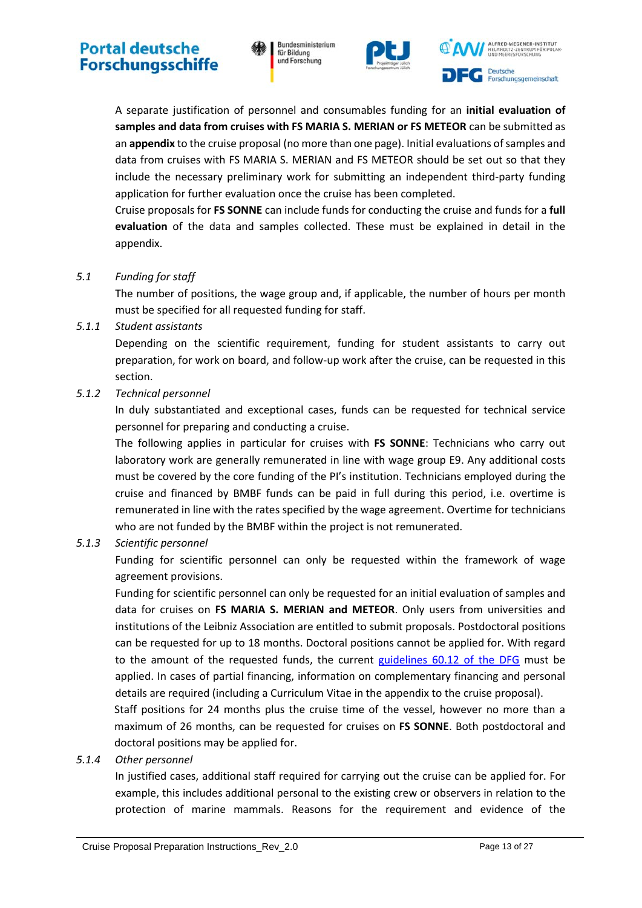A separate justification of personnel and consumables funding for an **initial evaluation of samples and data from cruises with FS MARIA S. MERIAN or FS METEOR** can be submitted as an **appendix** to the cruise proposal (no more than one page). Initial evaluations of samples and data from cruises with FS MARIA S. MERIAN and FS METEOR should be set out so that they include the necessary preliminary work for submitting an independent third-party funding application for further evaluation once the cruise has been completed.

Cruise proposals for **FS SONNE** can include funds for conducting the cruise and funds for a **full evaluation** of the data and samples collected. These must be explained in detail in the appendix.

### *5.1 Funding for staff*

The number of positions, the wage group and, if applicable, the number of hours per month must be specified for all requested funding for staff.

#### *5.1.1 Student assistants*

Depending on the scientific requirement, funding for student assistants to carry out preparation, for work on board, and follow-up work after the cruise, can be requested in this section.

#### *5.1.2 Technical personnel*

In duly substantiated and exceptional cases, funds can be requested for technical service personnel for preparing and conducting a cruise.

The following applies in particular for cruises with **FS SONNE**: Technicians who carry out laboratory work are generally remunerated in line with wage group E9. Any additional costs must be covered by the core funding of the PI's institution. Technicians employed during the cruise and financed by BMBF funds can be paid in full during this period, i.e. overtime is remunerated in line with the rates specified by the wage agreement. Overtime for technicians who are not funded by the BMBF within the project is not remunerated.

#### *5.1.3 Scientific personnel*

Funding for scientific personnel can only be requested within the framework of wage agreement provisions.

Funding for scientific personnel can only be requested for an initial evaluation of samples and data for cruises on **FS MARIA S. MERIAN and METEOR**. Only users from universities and institutions of the Leibniz Association are entitled to submit proposals. Postdoctoral positions can be requested for up to 18 months. Doctoral positions cannot be applied for. With regard to the amount of the requested funds, the current [guidelines 60.12 of the DFG] must be applied. In cases of partial financing, information on complementary financing and personal details are required (including a Curriculum Vitae in the appendix to the cruise proposal).

Staff positions for 24 months plus the cruise time of the vessel, however no more than a maximum of 26 months, can be requested for cruises on **FS SONNE**. Both postdoctoral and doctoral positions may be applied for.

#### *5.1.4 Other personnel*

In justified cases, additional staff required for carrying out the cruise can be applied for. For example, this includes additional personal to the existing crew or observers in relation to the protection of marine mammals. Reasons for the requirement and evidence of the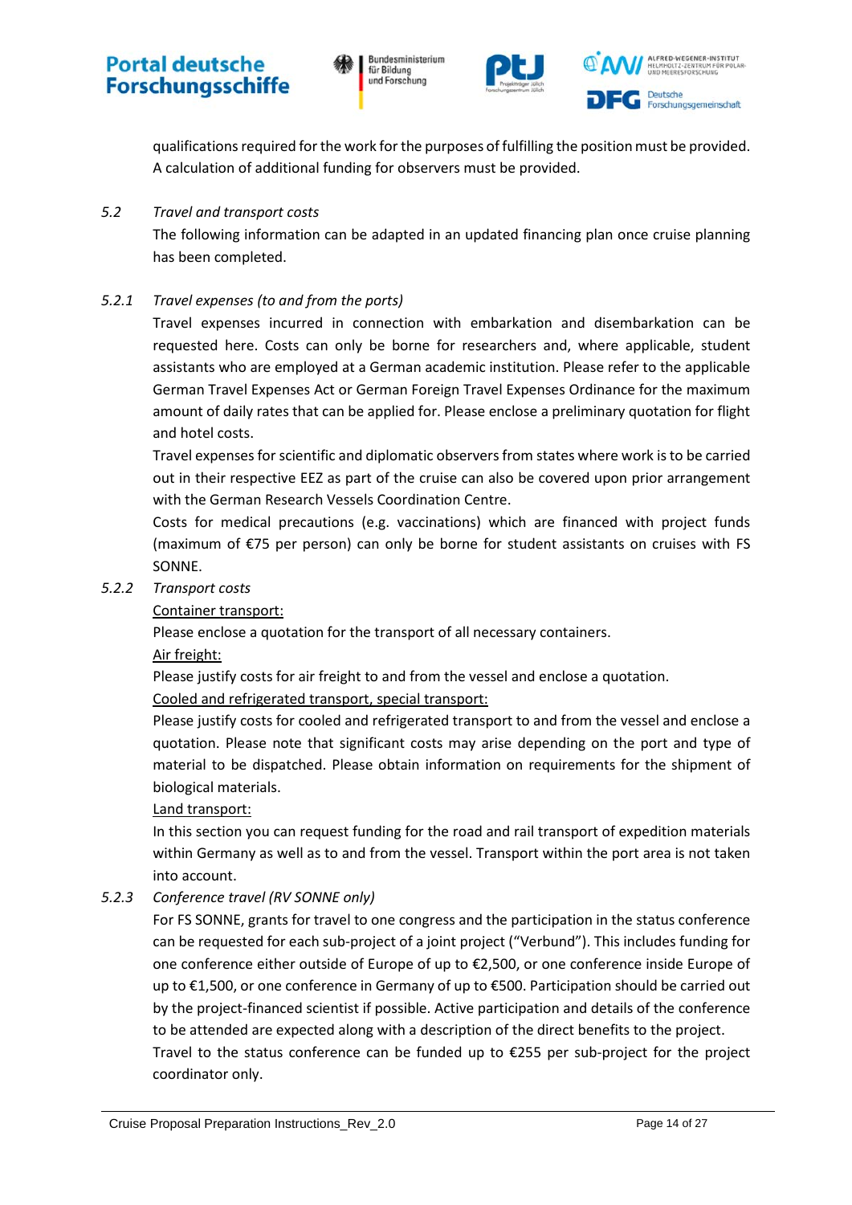qualifications required for the work for the purposes of fulfilling the position must be provided. A calculation of additional funding for observers must be provided.

### 5.2 *Travel and transport costs*

The following information can be adapted in an updated financing plan once cruise planning has been completed.

#### 5.2.1 *Travel expenses (to and from the ports)*

Travel expenses incurred in connection with embarkation and disembarkation can be requested here. Costs can only be borne for researchers and, where applicable, student assistants who are employed at a German academic institution. Please refer to the applicable German Travel Expenses Act or German Foreign Travel Expenses Ordinance for the maximum amount of daily rates that can be applied for. Please enclose a preliminary quotation for flight and hotel costs.

Travel expenses for scientific and diplomatic observers from states where work is to be carried out in their respective EEZ as part of the cruise can also be covered upon prior arrangement with the German Research Vessels Coordination Centre.

Costs for medical precautions (e.g. vaccinations) which are financed with project funds (maximum of €75 per person) can only be borne for student assistants on cruises with FS SONNE.

#### 5.2.2 *Transport costs*

Container transport:

Please enclose a quotation for the transport of all necessary containers.

Air freight:

Please justify costs for air freight to and from the vessel and enclose a quotation.

Cooled and refrigerated transport, special transport:

Please justify costs for cooled and refrigerated transport to and from the vessel and enclose a quotation. Please note that significant costs may arise depending on the port and type of material to be dispatched. Please obtain information on requirements for the shipment of biological materials.

Land transport:

In this section you can request funding for the road and rail transport of expedition materials within Germany as well as to and from the vessel. Transport within the port area is not taken into account.

#### 5.2.3 *Conference travel (RV SONNE only)*

For FS SONNE, grants for travel to one congress and the participation in the status conference can be requested for each sub-project of a joint project ("Verbund"). This includes funding for one conference either outside of Europe of up to €2,500, or one conference inside Europe of up to €1,500, or one conference in Germany of up to €500. Participation should be carried out by the project-financed scientist if possible. Active participation and details of the conference to be attended are expected along with a description of the direct benefits to the project.

Travel to the status conference can be funded up to €255 per sub-project for the project coordinator only.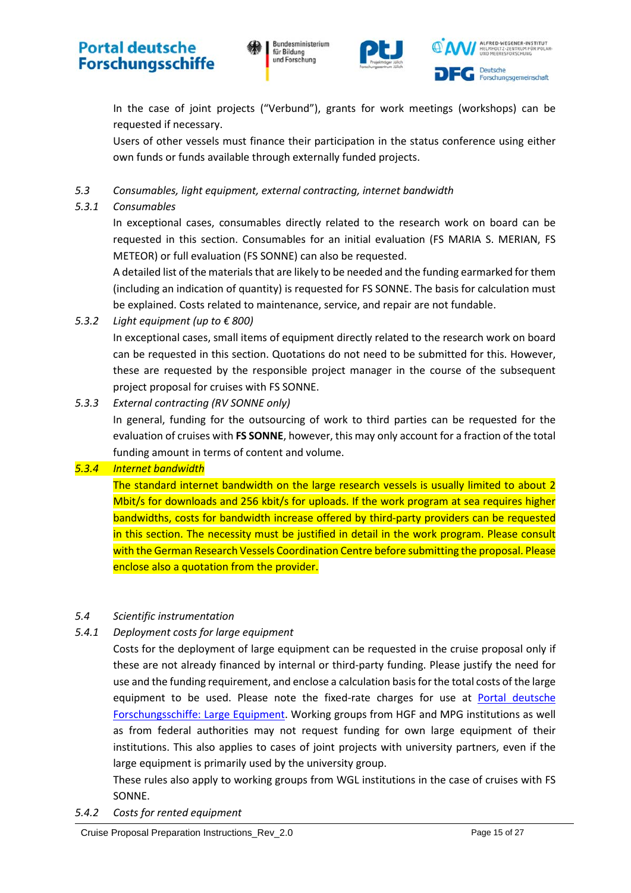In the case of joint projects ("Verbund"), grants for work meetings (workshops) can be requested if necessary.

Users of other vessels must finance their participation in the status conference using either own funds or funds available through externally funded projects.

*5.3 Consumables, light equipment, external contracting, internet bandwidth*

*5.3.1 Consumables*

In exceptional cases, consumables directly related to the research work on board can be requested in this section. Consumables for an initial evaluation (FS MARIA S. MERIAN, FS METEOR) or full evaluation (FS SONNE) can also be requested.

A detailed list of the materials that are likely to be needed and the funding earmarked for them (including an indication of quantity) is requested for FS SONNE. The basis for calculation must be explained. Costs related to maintenance, service, and repair are not fundable.

*5.3.2 Light equipment (up to € 800)*

In exceptional cases, small items of equipment directly related to the research work on board can be requested in this section. Quotations do not need to be submitted for this. However, these are requested by the responsible project manager in the course of the subsequent project proposal for cruises with FS SONNE.

*5.3.3 External contracting (RV SONNE only)*

In general, funding for the outsourcing of work to third parties can be requested for the evaluation of cruises with **FS SONNE**, however, this may only account for a fraction of the total funding amount in terms of content and volume.

*5.3.4 Internet bandwidth*

The standard internet bandwidth on the large research vessels is usually limited to about 2 Mbit/s for downloads and 256 kbit/s for uploads. If the work program at sea requires higher bandwidths, costs for bandwidth increase offered by third-party providers can be requested in this section. The necessity must be justified in detail in the work program. Please consult with the German Research Vessels Coordination Centre before submitting the proposal. Please enclose also a quotation from the provider.

*5.4 Scientific instrumentation*

*5.4.1 Deployment costs for large equipment*

Costs for the deployment of large equipment can be requested in the cruise proposal only if these are not already financed by internal or third-party funding. Please justify the need for use and the funding requirement, and enclose a calculation basis for the total costs of the large equipment to be used. Please note the fixed-rate charges for use at Portal deutsche Forschungsschiffe: Large Equipment. Working groups from HGF and MPG institutions as well as from federal authorities may not request funding for own large equipment of their institutions. This also applies to cases of joint projects with university partners, even if the large equipment is primarily used by the university group.

These rules also apply to working groups from WGL institutions in the case of cruises with FS SONNE.

*5.4.2 Costs for rented equipment*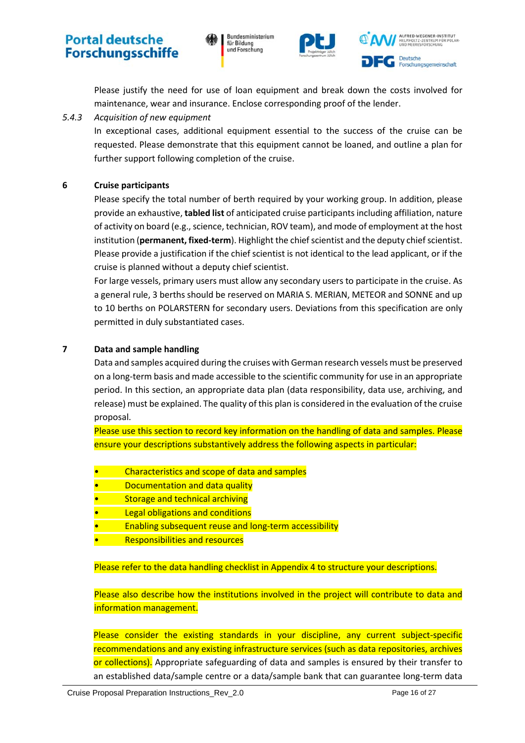Please justify the need for use of loan equipment and break down the costs involved for maintenance, wear and insurance. Enclose corresponding proof of the lender.

#### 5.4.3 *Acquisition of new equipment*

In exceptional cases, additional equipment essential to the success of the cruise can be requested. Please demonstrate that this equipment cannot be loaned, and outline a plan for further support following completion of the cruise.

## 6 Cruise participants

Please specify the total number of berth required by your working group. In addition, please provide an exhaustive, **tabled list** of anticipated cruise participants including affiliation, nature of activity on board (e.g., science, technician, ROV team), and mode of employment at the host institution (**permanent, fixed-term**). Highlight the chief scientist and the deputy chief scientist. Please provide a justification if the chief scientist is not identical to the lead applicant, or if the cruise is planned without a deputy chief scientist.

For large vessels, primary users must allow any secondary users to participate in the cruise. As a general rule, 3 berths should be reserved on MARIA S. MERIAN, METEOR and SONNE and up to 10 berths on POLARSTERN for secondary users. Deviations from this specification are only permitted in duly substantiated cases.

## 7 Data and sample handling

Data and samples acquired during the cruises with German research vessels must be preserved on a long-term basis and made accessible to the scientific community for use in an appropriate period. In this section, an appropriate data plan (data responsibility, data use, archiving, and release) must be explained. The quality of this plan is considered in the evaluation of the cruise proposal.

Please use this section to record key information on the handling of data and samples. Please ensure your descriptions substantively address the following aspects in particular:

- Characteristics and scope of data and samples
- Documentation and data quality
- Storage and technical archiving
- Legal obligations and conditions
- Enabling subsequent reuse and long-term accessibility
- Responsibilities and resources

Please refer to the data handling checklist in Appendix 4 to structure your descriptions.

Please also describe how the institutions involved in the project will contribute to data and information management.

Please consider the existing standards in your discipline, any current subject-specific recommendations and any existing infrastructure services (such as data repositories, archives or collections). Appropriate safeguarding of data and samples is ensured by their transfer to an established data/sample centre or a data/sample bank that can guarantee long-term data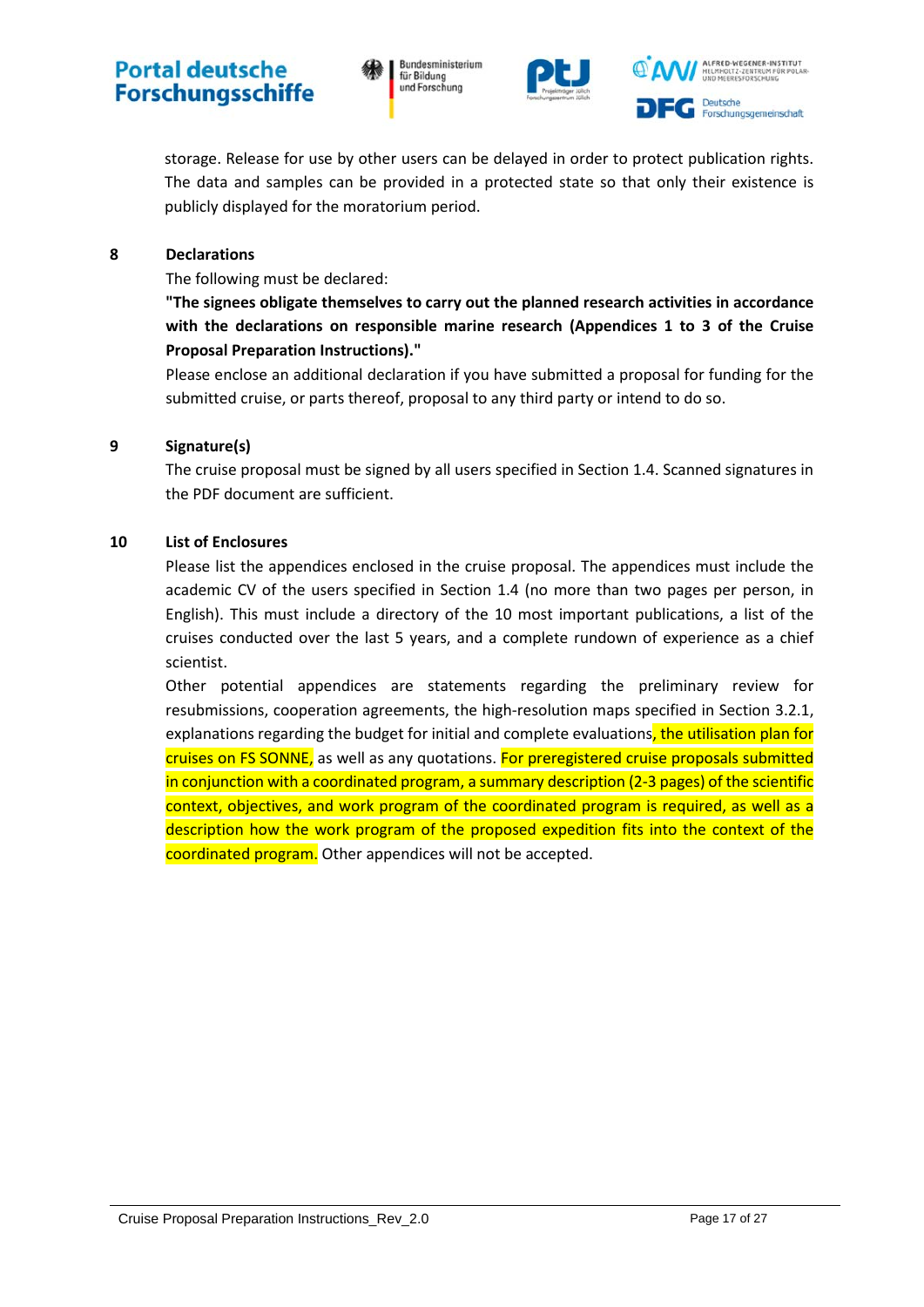storage. Release for use by other users can be delayed in order to protect publication rights. The data and samples can be provided in a protected state so that only their existence is publicly displayed for the moratorium period.

## 8 Declarations

The following must be declared:

**"The signees obligate themselves to carry out the planned research activities in accordance with the declarations on responsible marine research (Appendices 1 to 3 of the Cruise Proposal Preparation Instructions)."**

Please enclose an additional declaration if you have submitted a proposal for funding for the submitted cruise, or parts thereof, proposal to any third party or intend to do so.

## 9 Signature(s)

The cruise proposal must be signed by all users specified in Section 1.4. Scanned signatures in the PDF document are sufficient.

## 10 List of Enclosures

Please list the appendices enclosed in the cruise proposal. The appendices must include the academic CV of the users specified in Section 1.4 (no more than two pages per person, in English). This must include a directory of the 10 most important publications, a list of the cruises conducted over the last 5 years, and a complete rundown of experience as a chief scientist.

Other potential appendices are statements regarding the preliminary review for resubmissions, cooperation agreements, the high-resolution maps specified in Section 3.2.1, explanations regarding the budget for initial and complete evaluations, the utilisation plan for cruises on FS SONNE, as well as any quotations. For preregistered cruise proposals submitted in conjunction with a coordinated program, a summary description (2-3 pages) of the scientific context, objectives, and work program of the coordinated program is required, as well as a description how the work program of the proposed expedition fits into the context of the coordinated program. Other appendices will not be accepted.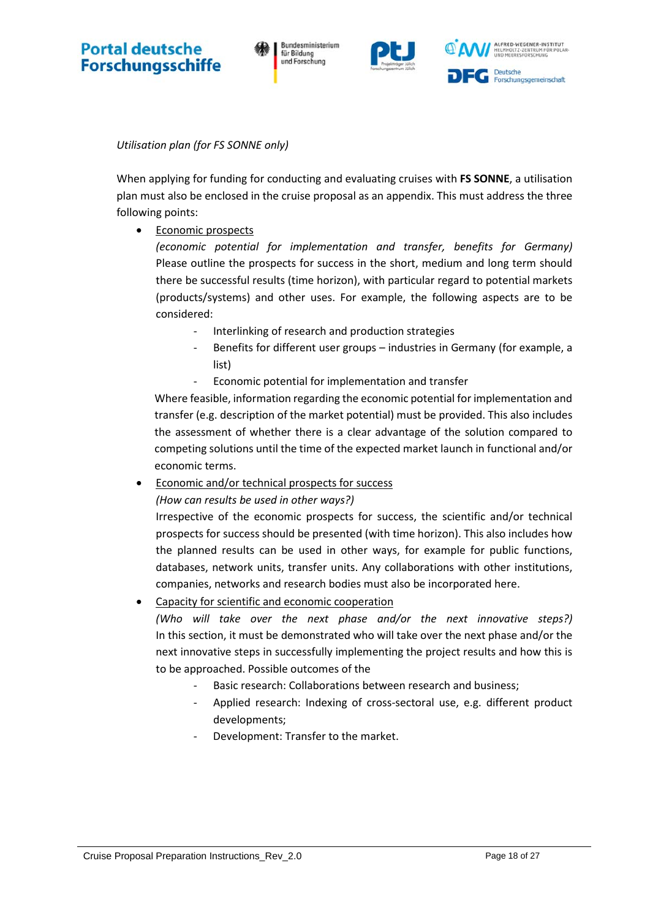*Utilisation plan (for FS SONNE only)*

When applying for funding for conducting and evaluating cruises with **FS SONNE**, a utilisation plan must also be enclosed in the cruise proposal as an appendix. This must address the three following points:

- Economic prospects
  *(economic potential for implementation and transfer, benefits for Germany)*
  Please outline the prospects for success in the short, medium and long term should there be successful results (time horizon), with particular regard to potential markets (products/systems) and other uses. For example, the following aspects are to be considered:
    - Interlinking of research and production strategies
    - Benefits for different user groups – industries in Germany (for example, a list)
    - Economic potential for implementation and transfer

  Where feasible, information regarding the economic potential for implementation and transfer (e.g. description of the market potential) must be provided. This also includes the assessment of whether there is a clear advantage of the solution compared to competing solutions until the time of the expected market launch in functional and/or economic terms.
- Economic and/or technical prospects for success
  *(How can results be used in other ways?)*
  Irrespective of the economic prospects for success, the scientific and/or technical prospects for success should be presented (with time horizon). This also includes how the planned results can be used in other ways, for example for public functions, databases, network units, transfer units. Any collaborations with other institutions, companies, networks and research bodies must also be incorporated here.
- Capacity for scientific and economic cooperation
  *(Who will take over the next phase and/or the next innovative steps?)*
  In this section, it must be demonstrated who will take over the next phase and/or the next innovative steps in successfully implementing the project results and how this is to be approached. Possible outcomes of the
    - Basic research: Collaborations between research and business;
    - Applied research: Indexing of cross-sectoral use, e.g. different product developments;
    - Development: Transfer to the market.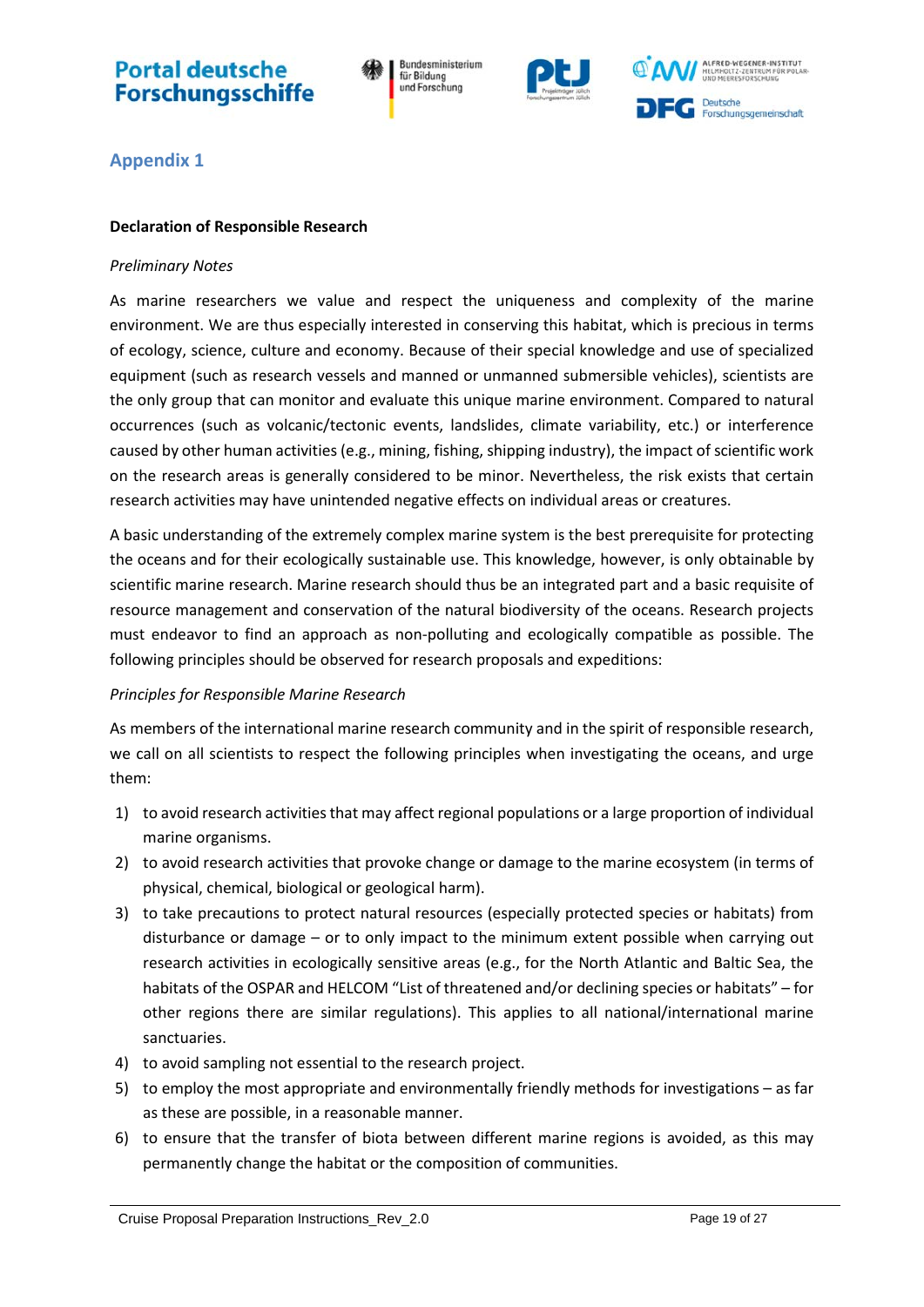## Appendix 1

**Declaration of Responsible Research**

*Preliminary Notes*

As marine researchers we value and respect the uniqueness and complexity of the marine environment. We are thus especially interested in conserving this habitat, which is precious in terms of ecology, science, culture and economy. Because of their special knowledge and use of specialized equipment (such as research vessels and manned or unmanned submersible vehicles), scientists are the only group that can monitor and evaluate this unique marine environment. Compared to natural occurrences (such as volcanic/tectonic events, landslides, climate variability, etc.) or interference caused by other human activities (e.g., mining, fishing, shipping industry), the impact of scientific work on the research areas is generally considered to be minor. Nevertheless, the risk exists that certain research activities may have unintended negative effects on individual areas or creatures.

A basic understanding of the extremely complex marine system is the best prerequisite for protecting the oceans and for their ecologically sustainable use. This knowledge, however, is only obtainable by scientific marine research. Marine research should thus be an integrated part and a basic requisite of resource management and conservation of the natural biodiversity of the oceans. Research projects must endeavor to find an approach as non-polluting and ecologically compatible as possible. The following principles should be observed for research proposals and expeditions:

*Principles for Responsible Marine Research*

As members of the international marine research community and in the spirit of responsible research, we call on all scientists to respect the following principles when investigating the oceans, and urge them:

1) to avoid research activities that may affect regional populations or a large proportion of individual marine organisms.
2) to avoid research activities that provoke change or damage to the marine ecosystem (in terms of physical, chemical, biological or geological harm).
3) to take precautions to protect natural resources (especially protected species or habitats) from disturbance or damage – or to only impact to the minimum extent possible when carrying out research activities in ecologically sensitive areas (e.g., for the North Atlantic and Baltic Sea, the habitats of the OSPAR and HELCOM "List of threatened and/or declining species or habitats" – for other regions there are similar regulations). This applies to all national/international marine sanctuaries.
4) to avoid sampling not essential to the research project.
5) to employ the most appropriate and environmentally friendly methods for investigations – as far as these are possible, in a reasonable manner.
6) to ensure that the transfer of biota between different marine regions is avoided, as this may permanently change the habitat or the composition of communities.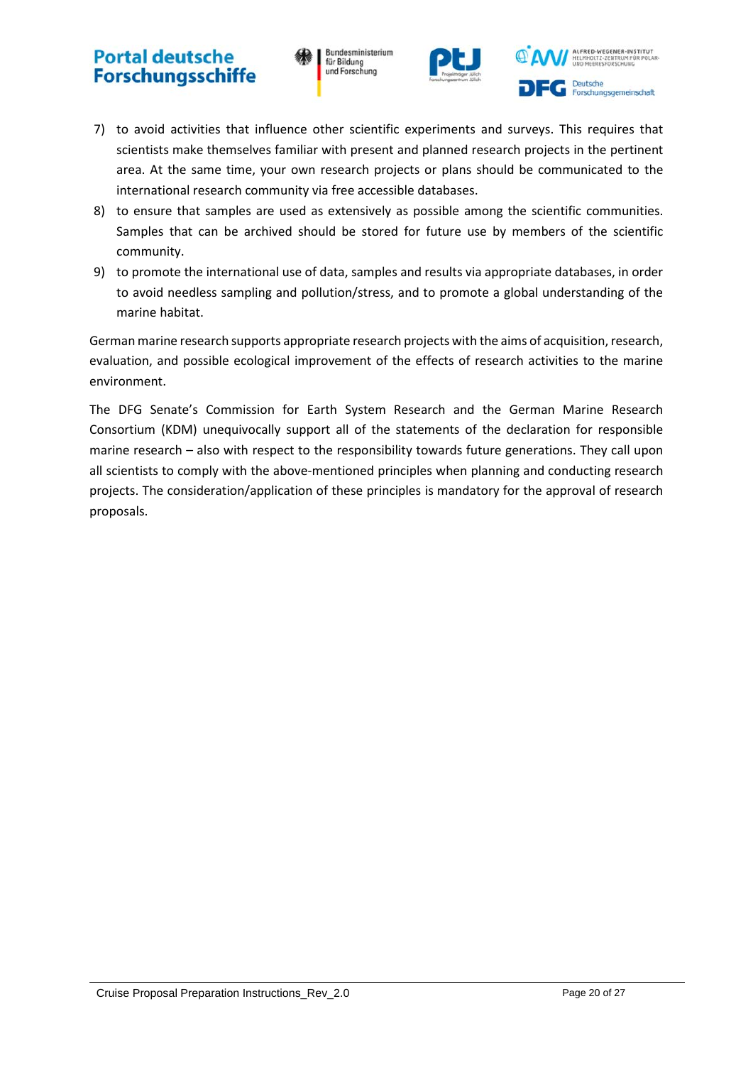7) to avoid activities that influence other scientific experiments and surveys. This requires that scientists make themselves familiar with present and planned research projects in the pertinent area. At the same time, your own research projects or plans should be communicated to the international research community via free accessible databases.
8) to ensure that samples are used as extensively as possible among the scientific communities. Samples that can be archived should be stored for future use by members of the scientific community.
9) to promote the international use of data, samples and results via appropriate databases, in order to avoid needless sampling and pollution/stress, and to promote a global understanding of the marine habitat.

German marine research supports appropriate research projects with the aims of acquisition, research, evaluation, and possible ecological improvement of the effects of research activities to the marine environment.

The DFG Senate's Commission for Earth System Research and the German Marine Research Consortium (KDM) unequivocally support all of the statements of the declaration for responsible marine research – also with respect to the responsibility towards future generations. They call upon all scientists to comply with the above-mentioned principles when planning and conducting research projects. The consideration/application of these principles is mandatory for the approval of research proposals.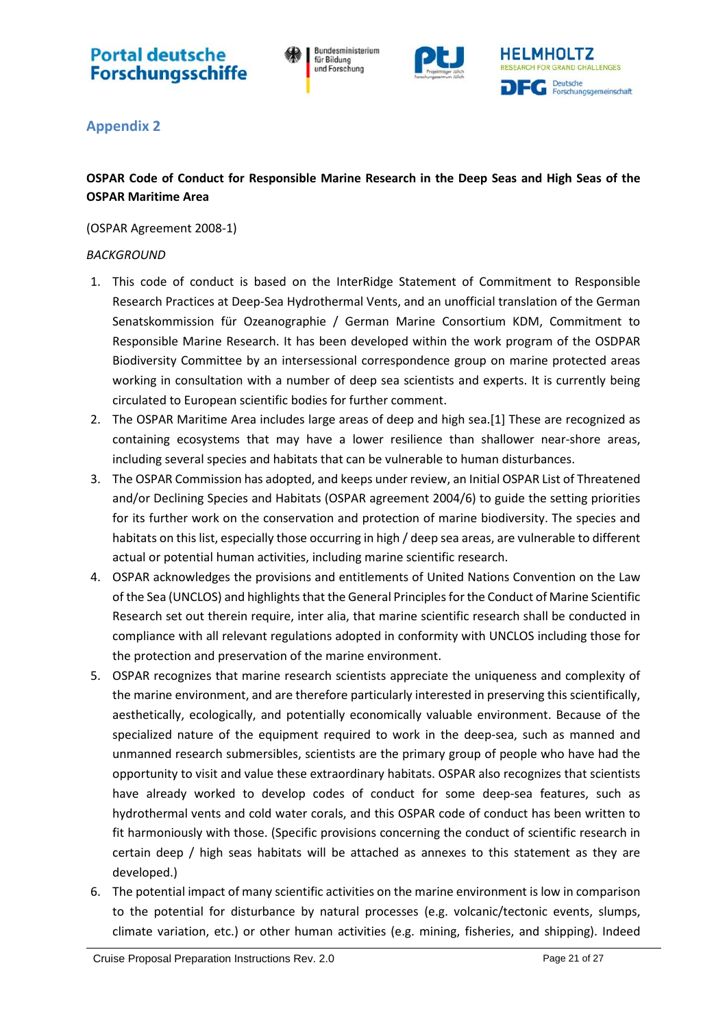## Appendix 2

**OSPAR Code of Conduct for Responsible Marine Research in the Deep Seas and High Seas of the OSPAR Maritime Area**

(OSPAR Agreement 2008-1)

*BACKGROUND*

1. This code of conduct is based on the InterRidge Statement of Commitment to Responsible Research Practices at Deep-Sea Hydrothermal Vents, and an unofficial translation of the German Senatskommission für Ozeanographie / German Marine Consortium KDM, Commitment to Responsible Marine Research. It has been developed within the work program of the OSDPAR Biodiversity Committee by an intersessional correspondence group on marine protected areas working in consultation with a number of deep sea scientists and experts. It is currently being circulated to European scientific bodies for further comment.
2. The OSPAR Maritime Area includes large areas of deep and high sea.[1] These are recognized as containing ecosystems that may have a lower resilience than shallower near-shore areas, including several species and habitats that can be vulnerable to human disturbances.
3. The OSPAR Commission has adopted, and keeps under review, an Initial OSPAR List of Threatened and/or Declining Species and Habitats (OSPAR agreement 2004/6) to guide the setting priorities for its further work on the conservation and protection of marine biodiversity. The species and habitats on this list, especially those occurring in high / deep sea areas, are vulnerable to different actual or potential human activities, including marine scientific research.
4. OSPAR acknowledges the provisions and entitlements of United Nations Convention on the Law of the Sea (UNCLOS) and highlights that the General Principles for the Conduct of Marine Scientific Research set out therein require, inter alia, that marine scientific research shall be conducted in compliance with all relevant regulations adopted in conformity with UNCLOS including those for the protection and preservation of the marine environment.
5. OSPAR recognizes that marine research scientists appreciate the uniqueness and complexity of the marine environment, and are therefore particularly interested in preserving this scientifically, aesthetically, ecologically, and potentially economically valuable environment. Because of the specialized nature of the equipment required to work in the deep-sea, such as manned and unmanned research submersibles, scientists are the primary group of people who have had the opportunity to visit and value these extraordinary habitats. OSPAR also recognizes that scientists have already worked to develop codes of conduct for some deep-sea features, such as hydrothermal vents and cold water corals, and this OSPAR code of conduct has been written to fit harmoniously with those. (Specific provisions concerning the conduct of scientific research in certain deep / high seas habitats will be attached as annexes to this statement as they are developed.)
6. The potential impact of many scientific activities on the marine environment is low in comparison to the potential for disturbance by natural processes (e.g. volcanic/tectonic events, slumps, climate variation, etc.) or other human activities (e.g. mining, fisheries, and shipping). Indeed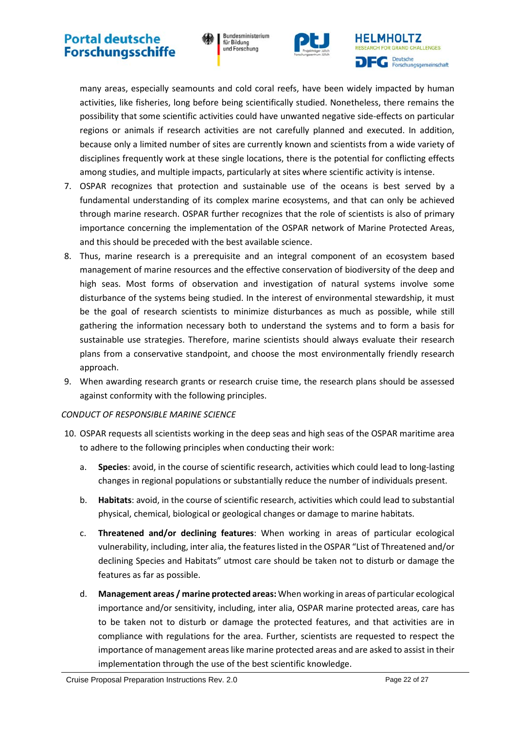many areas, especially seamounts and cold coral reefs, have been widely impacted by human activities, like fisheries, long before being scientifically studied. Nonetheless, there remains the possibility that some scientific activities could have unwanted negative side-effects on particular regions or animals if research activities are not carefully planned and executed. In addition, because only a limited number of sites are currently known and scientists from a wide variety of disciplines frequently work at these single locations, there is the potential for conflicting effects among studies, and multiple impacts, particularly at sites where scientific activity is intense.

7. OSPAR recognizes that protection and sustainable use of the oceans is best served by a fundamental understanding of its complex marine ecosystems, and that can only be achieved through marine research. OSPAR further recognizes that the role of scientists is also of primary importance concerning the implementation of the OSPAR network of Marine Protected Areas, and this should be preceded with the best available science.
8. Thus, marine research is a prerequisite and an integral component of an ecosystem based management of marine resources and the effective conservation of biodiversity of the deep and high seas. Most forms of observation and investigation of natural systems involve some disturbance of the systems being studied. In the interest of environmental stewardship, it must be the goal of research scientists to minimize disturbances as much as possible, while still gathering the information necessary both to understand the systems and to form a basis for sustainable use strategies. Therefore, marine scientists should always evaluate their research plans from a conservative standpoint, and choose the most environmentally friendly research approach.
9. When awarding research grants or research cruise time, the research plans should be assessed against conformity with the following principles.

*CONDUCT OF RESPONSIBLE MARINE SCIENCE*

10. OSPAR requests all scientists working in the deep seas and high seas of the OSPAR maritime area to adhere to the following principles when conducting their work:
    a. **Species**: avoid, in the course of scientific research, activities which could lead to long-lasting changes in regional populations or substantially reduce the number of individuals present.
    b. **Habitats**: avoid, in the course of scientific research, activities which could lead to substantial physical, chemical, biological or geological changes or damage to marine habitats.
    c. **Threatened and/or declining features**: When working in areas of particular ecological vulnerability, including, inter alia, the features listed in the OSPAR "List of Threatened and/or declining Species and Habitats" utmost care should be taken not to disturb or damage the features as far as possible.
    d. **Management areas / marine protected areas:** When working in areas of particular ecological importance and/or sensitivity, including, inter alia, OSPAR marine protected areas, care has to be taken not to disturb or damage the protected features, and that activities are in compliance with regulations for the area. Further, scientists are requested to respect the importance of management areas like marine protected areas and are asked to assist in their implementation through the use of the best scientific knowledge.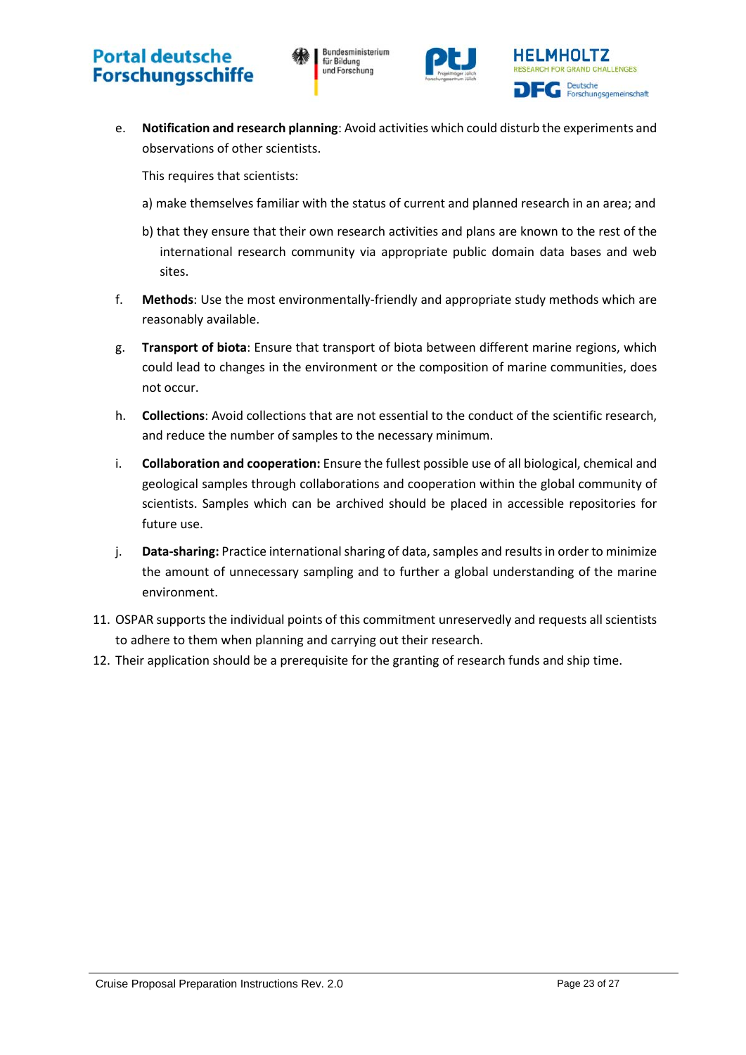e. **Notification and research planning**: Avoid activities which could disturb the experiments and observations of other scientists.

   This requires that scientists:

   a) make themselves familiar with the status of current and planned research in an area; and

   b) that they ensure that their own research activities and plans are known to the rest of the international research community via appropriate public domain data bases and web sites.

f. **Methods**: Use the most environmentally-friendly and appropriate study methods which are reasonably available.

g. **Transport of biota**: Ensure that transport of biota between different marine regions, which could lead to changes in the environment or the composition of marine communities, does not occur.

h. **Collections**: Avoid collections that are not essential to the conduct of the scientific research, and reduce the number of samples to the necessary minimum.

i. **Collaboration and cooperation:** Ensure the fullest possible use of all biological, chemical and geological samples through collaborations and cooperation within the global community of scientists. Samples which can be archived should be placed in accessible repositories for future use.

j. **Data-sharing:** Practice international sharing of data, samples and results in order to minimize the amount of unnecessary sampling and to further a global understanding of the marine environment.

11. OSPAR supports the individual points of this commitment unreservedly and requests all scientists to adhere to them when planning and carrying out their research.
12. Their application should be a prerequisite for the granting of research funds and ship time.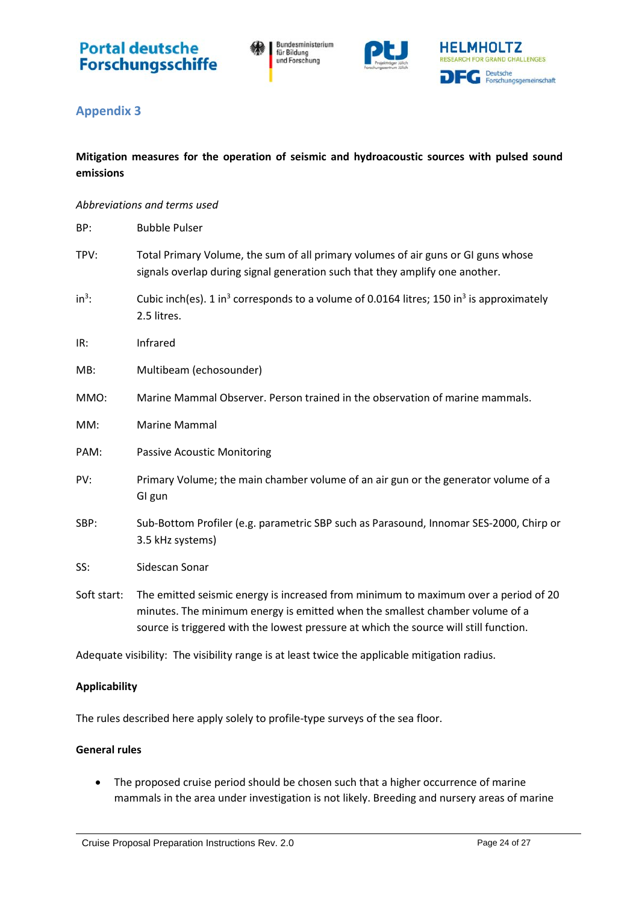## Appendix 3

**Mitigation measures for the operation of seismic and hydroacoustic sources with pulsed sound emissions**

*Abbreviations and terms used*

BP: Bubble Pulser

TPV: Total Primary Volume, the sum of all primary volumes of air guns or GI guns whose signals overlap during signal generation such that they amplify one another.

$in^3$: Cubic inch(es). 1 $in^3$ corresponds to a volume of 0.0164 litres; 150 $in^3$ is approximately 2.5 litres.

IR: Infrared

MB: Multibeam (echosounder)

MMO: Marine Mammal Observer. Person trained in the observation of marine mammals.

MM: Marine Mammal

PAM: Passive Acoustic Monitoring

PV: Primary Volume; the main chamber volume of an air gun or the generator volume of a GI gun

SBP: Sub-Bottom Profiler (e.g. parametric SBP such as Parasound, Innomar SES-2000, Chirp or 3.5 kHz systems)

SS: Sidescan Sonar

Soft start: The emitted seismic energy is increased from minimum to maximum over a period of 20 minutes. The minimum energy is emitted when the smallest chamber volume of a source is triggered with the lowest pressure at which the source will still function.

Adequate visibility: The visibility range is at least twice the applicable mitigation radius.

**Applicability**

The rules described here apply solely to profile-type surveys of the sea floor.

**General rules**

- The proposed cruise period should be chosen such that a higher occurrence of marine mammals in the area under investigation is not likely. Breeding and nursery areas of marine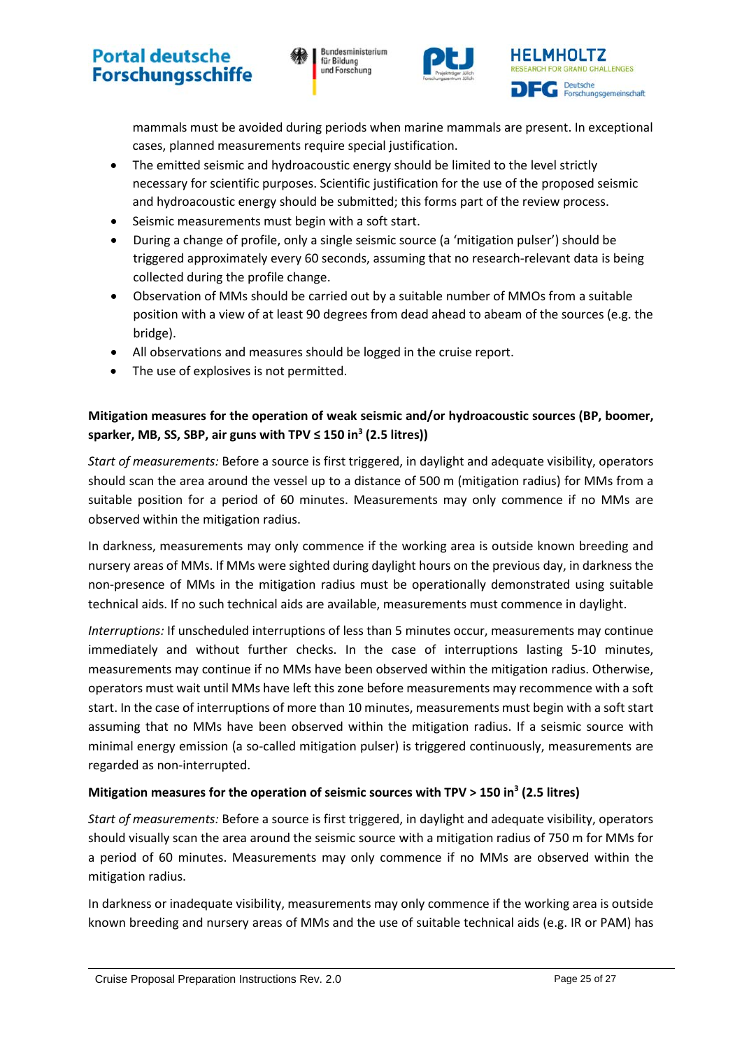mammals must be avoided during periods when marine mammals are present. In exceptional cases, planned measurements require special justification.

- The emitted seismic and hydroacoustic energy should be limited to the level strictly necessary for scientific purposes. Scientific justification for the use of the proposed seismic and hydroacoustic energy should be submitted; this forms part of the review process.
- Seismic measurements must begin with a soft start.
- During a change of profile, only a single seismic source (a 'mitigation pulser') should be triggered approximately every 60 seconds, assuming that no research-relevant data is being collected during the profile change.
- Observation of MMs should be carried out by a suitable number of MMOs from a suitable position with a view of at least 90 degrees from dead ahead to abeam of the sources (e.g. the bridge).
- All observations and measures should be logged in the cruise report.
- The use of explosives is not permitted.

**Mitigation measures for the operation of weak seismic and/or hydroacoustic sources (BP, boomer, sparker, MB, SS, SBP, air guns with TPV ≤ 150 in³ (2.5 litres))**

*Start of measurements:* Before a source is first triggered, in daylight and adequate visibility, operators should scan the area around the vessel up to a distance of 500 m (mitigation radius) for MMs from a suitable position for a period of 60 minutes. Measurements may only commence if no MMs are observed within the mitigation radius.

In darkness, measurements may only commence if the working area is outside known breeding and nursery areas of MMs. If MMs were sighted during daylight hours on the previous day, in darkness the non-presence of MMs in the mitigation radius must be operationally demonstrated using suitable technical aids. If no such technical aids are available, measurements must commence in daylight.

*Interruptions:* If unscheduled interruptions of less than 5 minutes occur, measurements may continue immediately and without further checks. In the case of interruptions lasting 5-10 minutes, measurements may continue if no MMs have been observed within the mitigation radius. Otherwise, operators must wait until MMs have left this zone before measurements may recommence with a soft start. In the case of interruptions of more than 10 minutes, measurements must begin with a soft start assuming that no MMs have been observed within the mitigation radius. If a seismic source with minimal energy emission (a so-called mitigation pulser) is triggered continuously, measurements are regarded as non-interrupted.

**Mitigation measures for the operation of seismic sources with TPV > 150 in³ (2.5 litres)**

*Start of measurements:* Before a source is first triggered, in daylight and adequate visibility, operators should visually scan the area around the seismic source with a mitigation radius of 750 m for MMs for a period of 60 minutes. Measurements may only commence if no MMs are observed within the mitigation radius.

In darkness or inadequate visibility, measurements may only commence if the working area is outside known breeding and nursery areas of MMs and the use of suitable technical aids (e.g. IR or PAM) has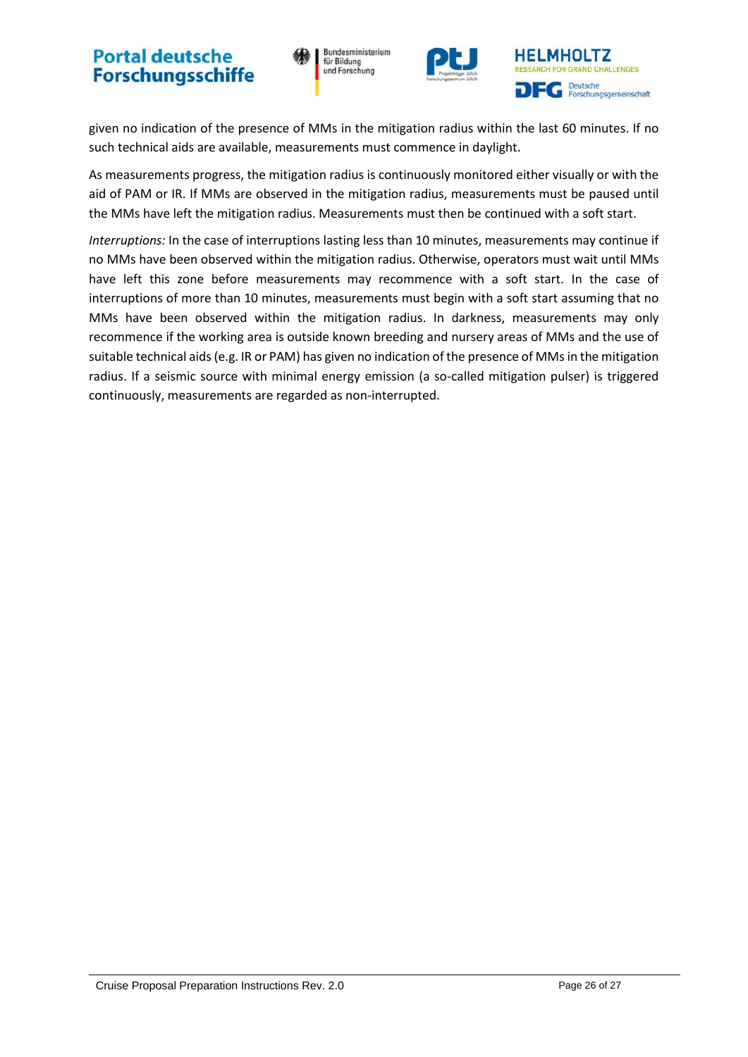given no indication of the presence of MMs in the mitigation radius within the last 60 minutes. If no such technical aids are available, measurements must commence in daylight.

As measurements progress, the mitigation radius is continuously monitored either visually or with the aid of PAM or IR. If MMs are observed in the mitigation radius, measurements must be paused until the MMs have left the mitigation radius. Measurements must then be continued with a soft start.

*Interruptions:* In the case of interruptions lasting less than 10 minutes, measurements may continue if no MMs have been observed within the mitigation radius. Otherwise, operators must wait until MMs have left this zone before measurements may recommence with a soft start. In the case of interruptions of more than 10 minutes, measurements must begin with a soft start assuming that no MMs have been observed within the mitigation radius. In darkness, measurements may only recommence if the working area is outside known breeding and nursery areas of MMs and the use of suitable technical aids (e.g. IR or PAM) has given no indication of the presence of MMs in the mitigation radius. If a seismic source with minimal energy emission (a so-called mitigation pulser) is triggered continuously, measurements are regarded as non-interrupted.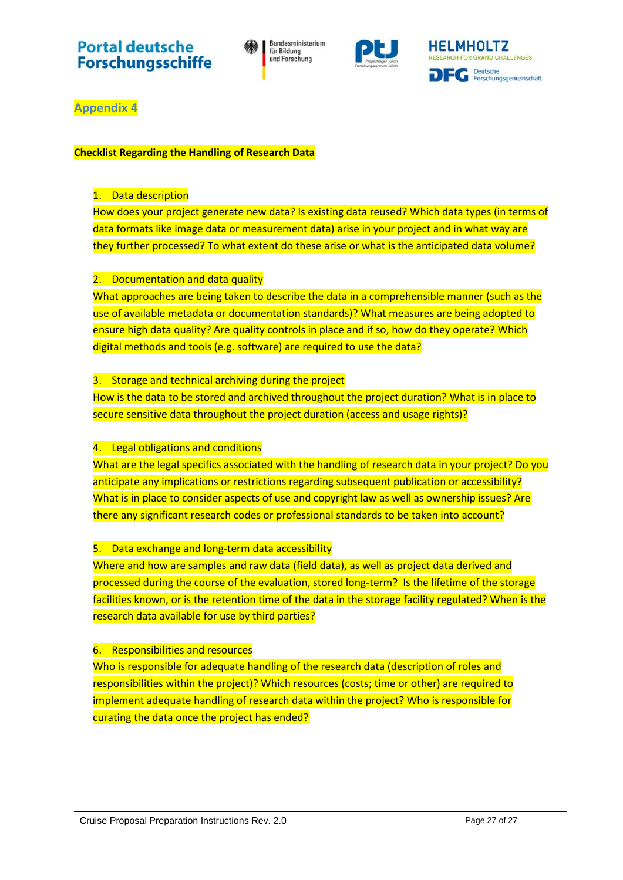## Appendix 4

**Checklist Regarding the Handling of Research Data**

1. Data description

   How does your project generate new data? Is existing data reused? Which data types (in terms of data formats like image data or measurement data) arise in your project and in what way are they further processed? To what extent do these arise or what is the anticipated data volume?

2. Documentation and data quality

   What approaches are being taken to describe the data in a comprehensible manner (such as the use of available metadata or documentation standards)? What measures are being adopted to ensure high data quality? Are quality controls in place and if so, how do they operate? Which digital methods and tools (e.g. software) are required to use the data?

3. Storage and technical archiving during the project

   How is the data to be stored and archived throughout the project duration? What is in place to secure sensitive data throughout the project duration (access and usage rights)?

4. Legal obligations and conditions

   What are the legal specifics associated with the handling of research data in your project? Do you anticipate any implications or restrictions regarding subsequent publication or accessibility? What is in place to consider aspects of use and copyright law as well as ownership issues? Are there any significant research codes or professional standards to be taken into account?

5. Data exchange and long-term data accessibility

   Where and how are samples and raw data (field data), as well as project data derived and processed during the course of the evaluation, stored long-term? Is the lifetime of the storage facilities known, or is the retention time of the data in the storage facility regulated? When is the research data available for use by third parties?

6. Responsibilities and resources

   Who is responsible for adequate handling of the research data (description of roles and responsibilities within the project)? Which resources (costs; time or other) are required to implement adequate handling of research data within the project? Who is responsible for curating the data once the project has ended?